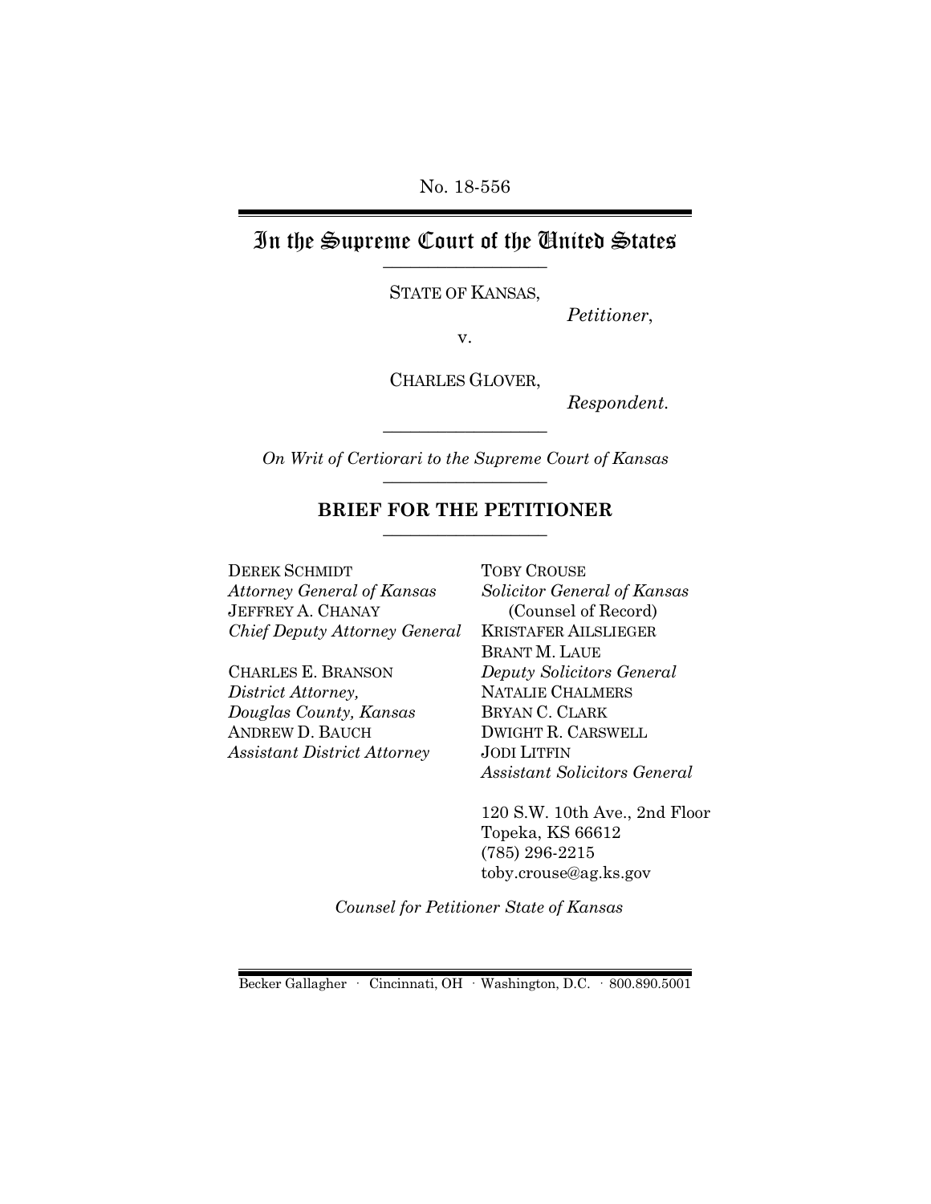No. 18-556

# In the Supreme Court of the United States

STATE OF KANSAS,

*Petitioner*,

v.

CHARLES GLOVER,

*Respondent*.

*On Writ of Certiorari to the Supreme Court of Kansas*

## BRIEF FOR THE PETITIONER

DEREK SCHMIDT
*Attorney General of Kansas*
JEFFREY A. CHANAY
*Chief Deputy Attorney General*

CHARLES E. BRANSON
*District Attorney,*
*Douglas County, Kansas*
ANDREW D. BAUCH
*Assistant District Attorney*

TOBY CROUSE
*Solicitor General of Kansas*
(Counsel of Record)
KRISTAFER AILSLIEGER
BRANT M. LAUE
*Deputy Solicitors General*
NATALIE CHALMERS
BRYAN C. CLARK
DWIGHT R. CARSWELL
JODI LITFIN
*Assistant Solicitors General*

120 S.W. 10th Ave., 2nd Floor
Topeka, KS 66612
(785) 296-2215
toby.crouse@ag.ks.gov

*Counsel for Petitioner State of Kansas*

Becker Gallagher · Cincinnati, OH · Washington, D.C. · 800.890.5001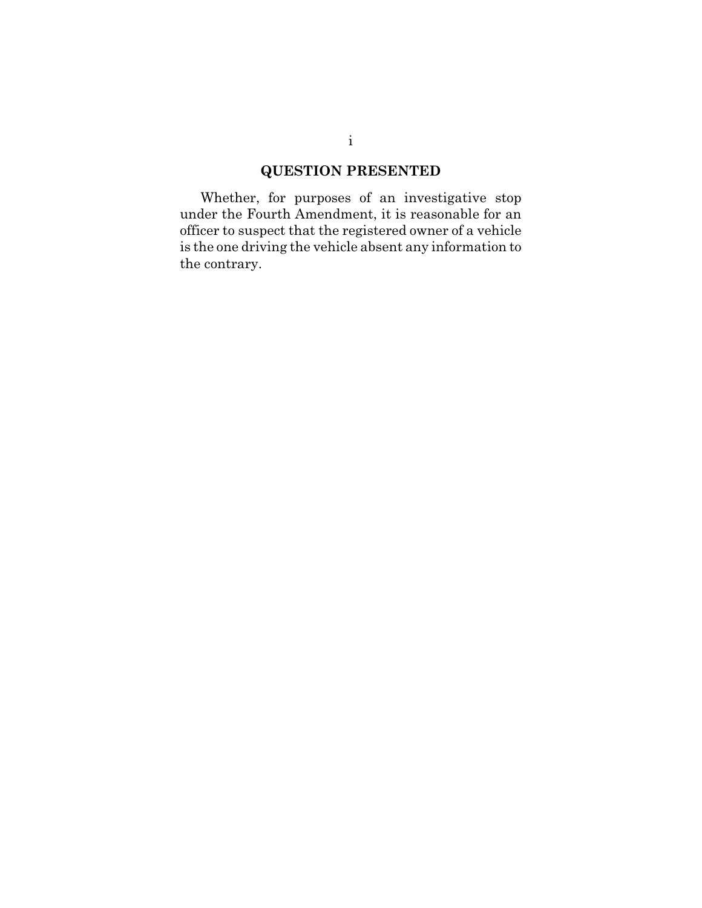## QUESTION PRESENTED

Whether, for purposes of an investigative stop under the Fourth Amendment, it is reasonable for an officer to suspect that the registered owner of a vehicle is the one driving the vehicle absent any information to the contrary.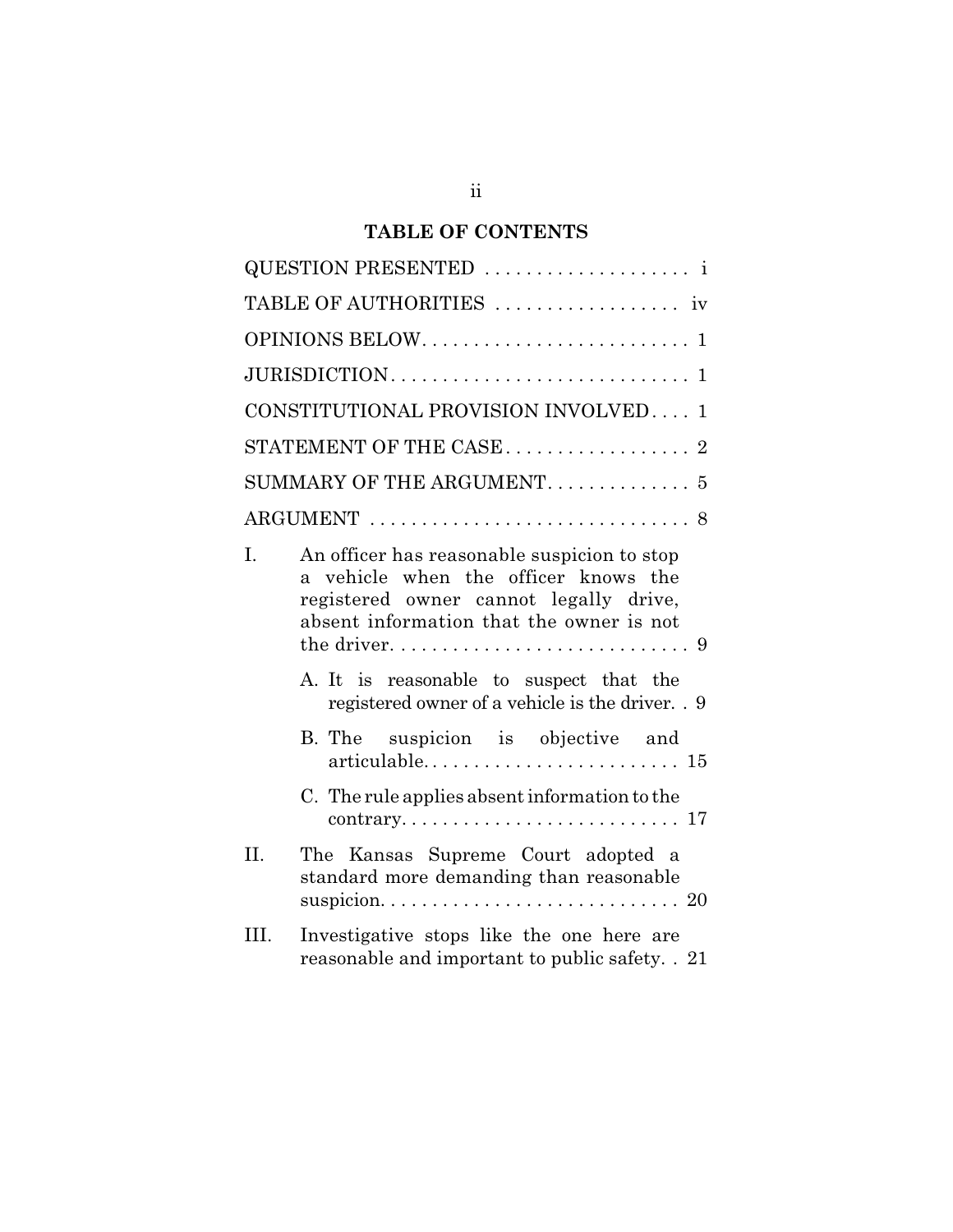## TABLE OF CONTENTS

QUESTION PRESENTED . . . . . . . . . . . . . . . . . . . . i

TABLE OF AUTHORITIES . . . . . . . . . . . . . . . . . . iv

OPINIONS BELOW. . . . . . . . . . . . . . . . . . . . . . . . . . 1

JURISDICTION. . . . . . . . . . . . . . . . . . . . . . . . . . . . . 1

CONSTITUTIONAL PROVISION INVOLVED. . . . 1

STATEMENT OF THE CASE. . . . . . . . . . . . . . . . . . 2

SUMMARY OF THE ARGUMENT. . . . . . . . . . . . . . 5

ARGUMENT . . . . . . . . . . . . . . . . . . . . . . . . . . . . . . . 8

I. An officer has reasonable suspicion to stop a vehicle when the officer knows the registered owner cannot legally drive, absent information that the owner is not the driver. . . . . . . . . . . . . . . . . . . . . . . . . . . . . 9

   A. It is reasonable to suspect that the registered owner of a vehicle is the driver. . 9

   B. The suspicion is objective and articulable. . . . . . . . . . . . . . . . . . . . . . . . . 15

   C. The rule applies absent information to the contrary. . . . . . . . . . . . . . . . . . . . . . . . . . . 17

II. The Kansas Supreme Court adopted a standard more demanding than reasonable suspicion. . . . . . . . . . . . . . . . . . . . . . . . . . . . . 20

III. Investigative stops like the one here are reasonable and important to public safety. . 21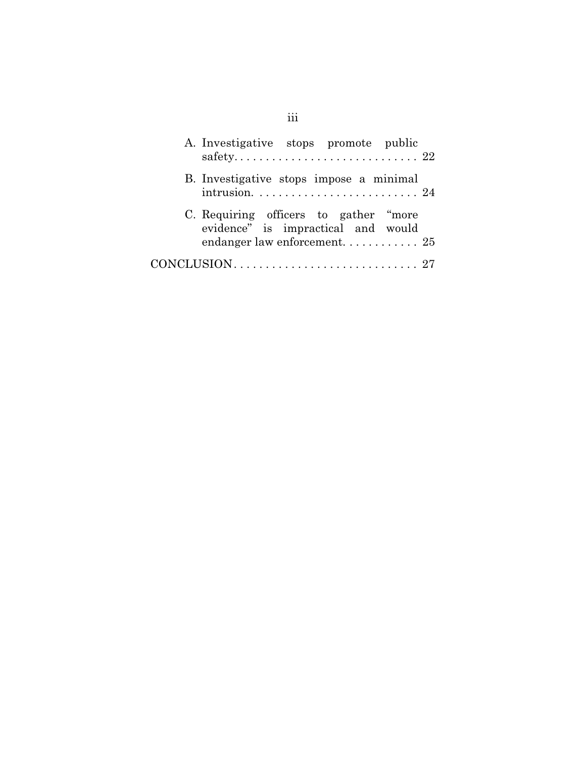A. Investigative stops promote public safety. . . . . . . . . . . . . . . . . . . . . . . . . . . . . 22

B. Investigative stops impose a minimal intrusion. . . . . . . . . . . . . . . . . . . . . . . . . . 24

C. Requiring officers to gather "more evidence" is impractical and would endanger law enforcement. . . . . . . . . . . . 25

CONCLUSION. . . . . . . . . . . . . . . . . . . . . . . . . . . . . 27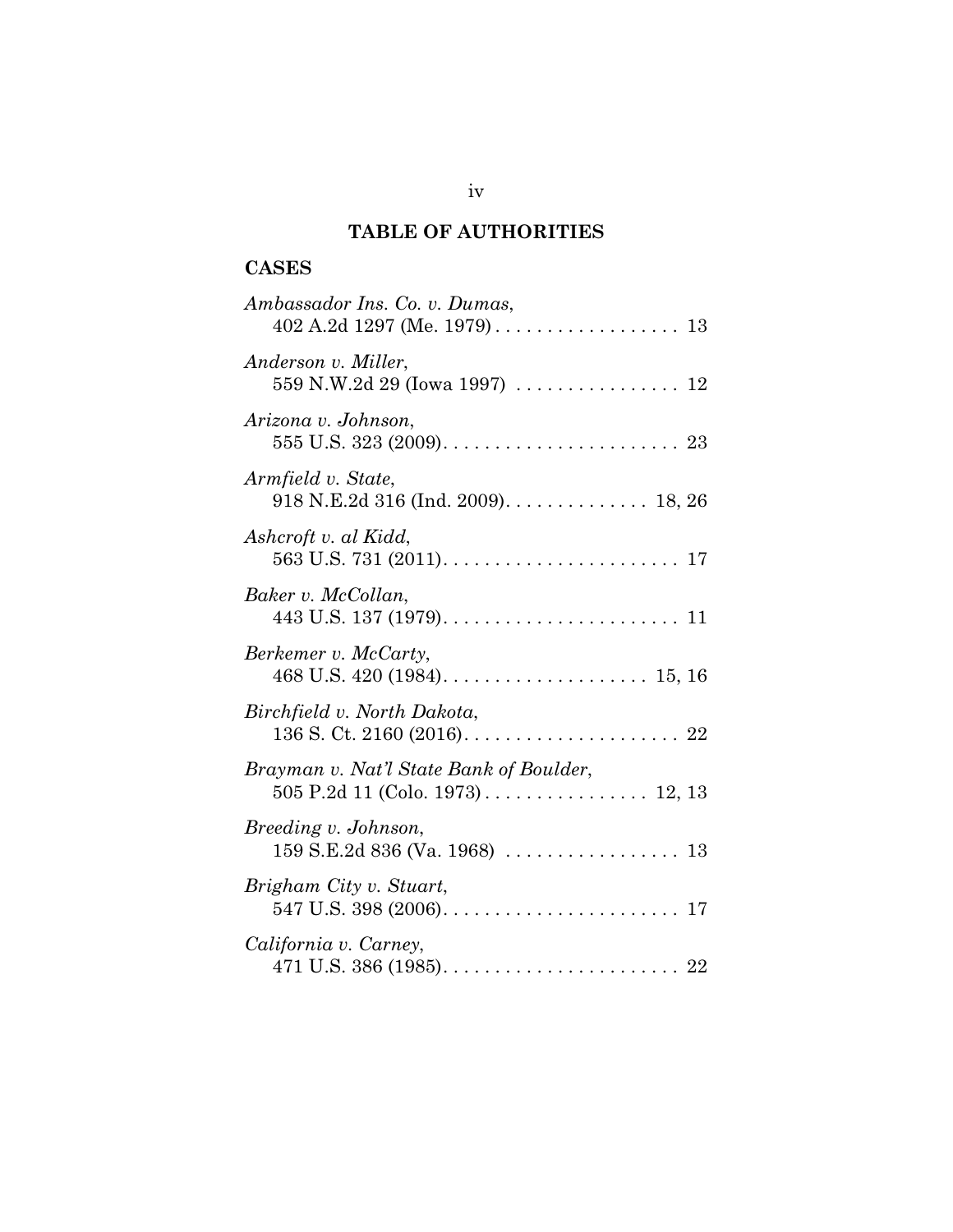## TABLE OF AUTHORITIES

### CASES

*Ambassador Ins. Co. v. Dumas*,
402 A.2d 1297 (Me. 1979) . . . . . . . . . . . . . . . . . . 13

*Anderson v. Miller*,
559 N.W.2d 29 (Iowa 1997) . . . . . . . . . . . . . . . . 12

*Arizona v. Johnson*,
555 U.S. 323 (2009). . . . . . . . . . . . . . . . . . . . . . . 23

*Armfield v. State*,
918 N.E.2d 316 (Ind. 2009). . . . . . . . . . . . . . 18, 26

*Ashcroft v. al Kidd*,
563 U.S. 731 (2011). . . . . . . . . . . . . . . . . . . . . . . 17

*Baker v. McCollan*,
443 U.S. 137 (1979). . . . . . . . . . . . . . . . . . . . . . . 11

*Berkemer v. McCarty*,
468 U.S. 420 (1984). . . . . . . . . . . . . . . . . . . . 15, 16

*Birchfield v. North Dakota*,
136 S. Ct. 2160 (2016). . . . . . . . . . . . . . . . . . . . . 22

*Brayman v. Nat'l State Bank of Boulder*,
505 P.2d 11 (Colo. 1973) . . . . . . . . . . . . . . . . 12, 13

*Breeding v. Johnson*,
159 S.E.2d 836 (Va. 1968) . . . . . . . . . . . . . . . . . 13

*Brigham City v. Stuart*,
547 U.S. 398 (2006). . . . . . . . . . . . . . . . . . . . . . . 17

*California v. Carney*,
471 U.S. 386 (1985). . . . . . . . . . . . . . . . . . . . . . . 22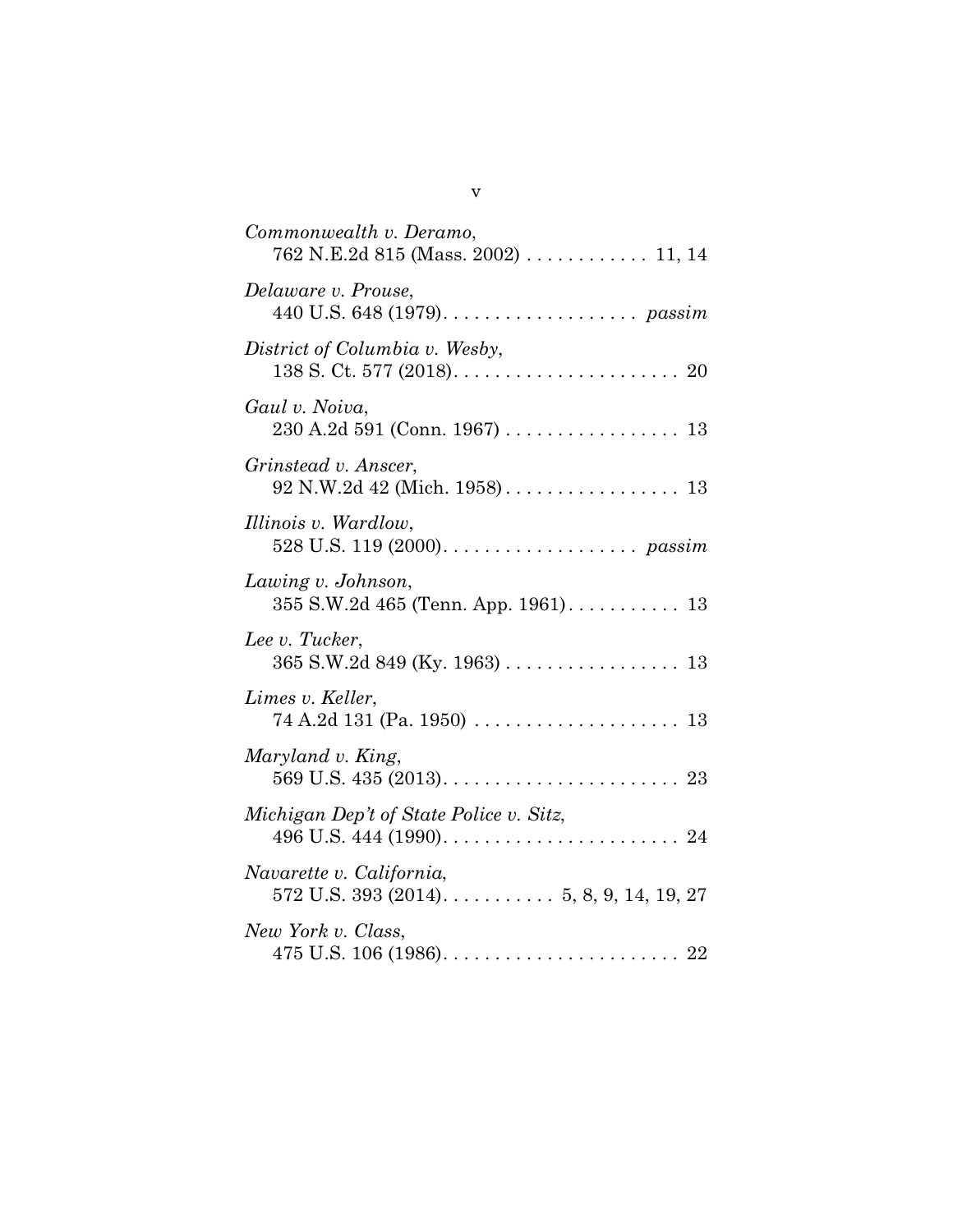*Commonwealth v. Deramo*,
762 N.E.2d 815 (Mass. 2002) . . . . . . . . . . . . 11, 14

*Delaware v. Prouse*,
440 U.S. 648 (1979). . . . . . . . . . . . . . . . . . . *passim*

*District of Columbia v. Wesby*,
138 S. Ct. 577 (2018). . . . . . . . . . . . . . . . . . . . . . 20

*Gaul v. Noiva*,
230 A.2d 591 (Conn. 1967) . . . . . . . . . . . . . . . . . 13

*Grinstead v. Anscer*,
92 N.W.2d 42 (Mich. 1958) . . . . . . . . . . . . . . . . . 13

*Illinois v. Wardlow*,
528 U.S. 119 (2000). . . . . . . . . . . . . . . . . . . *passim*

*Lawing v. Johnson*,
355 S.W.2d 465 (Tenn. App. 1961). . . . . . . . . . . 13

*Lee v. Tucker*,
365 S.W.2d 849 (Ky. 1963) . . . . . . . . . . . . . . . . . 13

*Limes v. Keller*,
74 A.2d 131 (Pa. 1950) . . . . . . . . . . . . . . . . . . . . 13

*Maryland v. King*,
569 U.S. 435 (2013). . . . . . . . . . . . . . . . . . . . . . . 23

*Michigan Dep't of State Police v. Sitz*,
496 U.S. 444 (1990). . . . . . . . . . . . . . . . . . . . . . . 24

*Navarette v. California*,
572 U.S. 393 (2014). . . . . . . . . . . 5, 8, 9, 14, 19, 27

*New York v. Class*,
475 U.S. 106 (1986). . . . . . . . . . . . . . . . . . . . . . . 22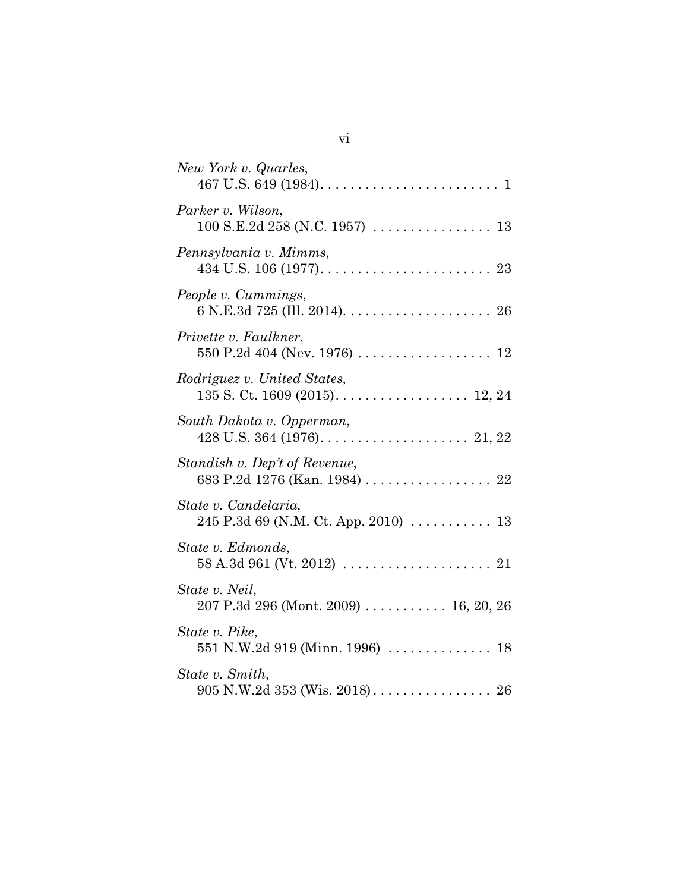*New York v. Quarles*,
467 U.S. 649 (1984). . . . . . . . . . . . . . . . . . . . . . . . 1

*Parker v. Wilson*,
100 S.E.2d 258 (N.C. 1957) . . . . . . . . . . . . . . . . 13

*Pennsylvania v. Mimms*,
434 U.S. 106 (1977). . . . . . . . . . . . . . . . . . . . . . . 23

*People v. Cummings*,
6 N.E.3d 725 (Ill. 2014). . . . . . . . . . . . . . . . . . . . 26

*Privette v. Faulkner*,
550 P.2d 404 (Nev. 1976) . . . . . . . . . . . . . . . . . . 12

*Rodriguez v. United States*,
135 S. Ct. 1609 (2015). . . . . . . . . . . . . . . . . . 12, 24

*South Dakota v. Opperman*,
428 U.S. 364 (1976). . . . . . . . . . . . . . . . . . . . 21, 22

*Standish v. Dep't of Revenue*,
683 P.2d 1276 (Kan. 1984) . . . . . . . . . . . . . . . . . 22

*State v. Candelaria*,
245 P.3d 69 (N.M. Ct. App. 2010) . . . . . . . . . . . 13

*State v. Edmonds*,
58 A.3d 961 (Vt. 2012) . . . . . . . . . . . . . . . . . . . . 21

*State v. Neil*,
207 P.3d 296 (Mont. 2009) . . . . . . . . . . . 16, 20, 26

*State v. Pike*,
551 N.W.2d 919 (Minn. 1996) . . . . . . . . . . . . . . 18

*State v. Smith*,
905 N.W.2d 353 (Wis. 2018) . . . . . . . . . . . . . . . . 26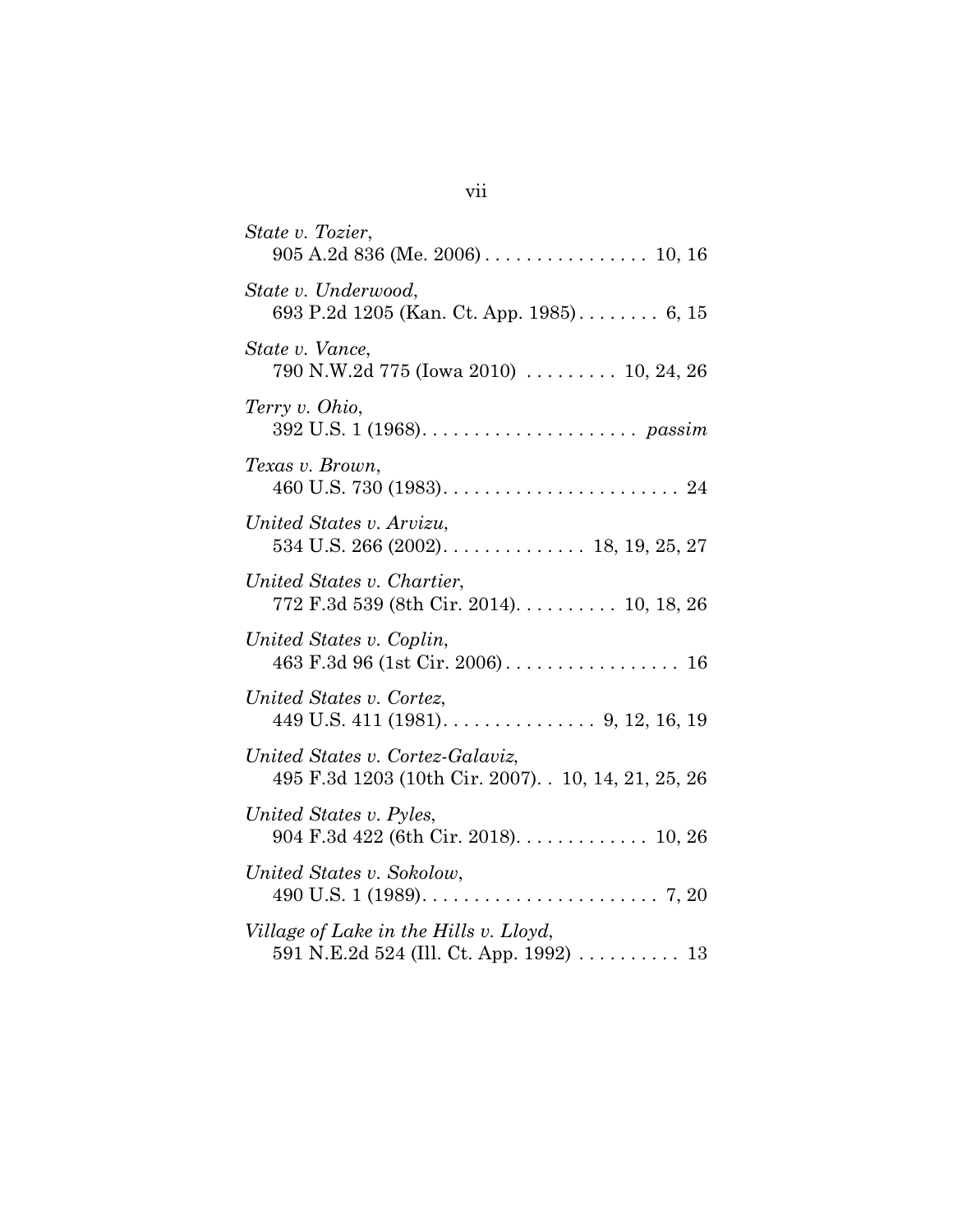*State v. Tozier*,
905 A.2d 836 (Me. 2006) . . . . . . . . . . . . . . . . 10, 16

*State v. Underwood*,
693 P.2d 1205 (Kan. Ct. App. 1985) . . . . . . . . 6, 15

*State v. Vance*,
790 N.W.2d 775 (Iowa 2010) . . . . . . . . . 10, 24, 26

*Terry v. Ohio*,
392 U.S. 1 (1968) . . . . . . . . . . . . . . . . . . . . . *passim*

*Texas v. Brown*,
460 U.S. 730 (1983) . . . . . . . . . . . . . . . . . . . . . . . 24

*United States v. Arvizu*,
534 U.S. 266 (2002) . . . . . . . . . . . . . . 18, 19, 25, 27

*United States v. Chartier*,
772 F.3d 539 (8th Cir. 2014) . . . . . . . . . . 10, 18, 26

*United States v. Coplin*,
463 F.3d 96 (1st Cir. 2006) . . . . . . . . . . . . . . . . . 16

*United States v. Cortez*,
449 U.S. 411 (1981) . . . . . . . . . . . . . . . 9, 12, 16, 19

*United States v. Cortez-Galaviz*,
495 F.3d 1203 (10th Cir. 2007) . . 10, 14, 21, 25, 26

*United States v. Pyles*,
904 F.3d 422 (6th Cir. 2018) . . . . . . . . . . . . . 10, 26

*United States v. Sokolow*,
490 U.S. 1 (1989) . . . . . . . . . . . . . . . . . . . . . . . 7, 20

*Village of Lake in the Hills v. Lloyd*,
591 N.E.2d 524 (Ill. Ct. App. 1992) . . . . . . . . . . 13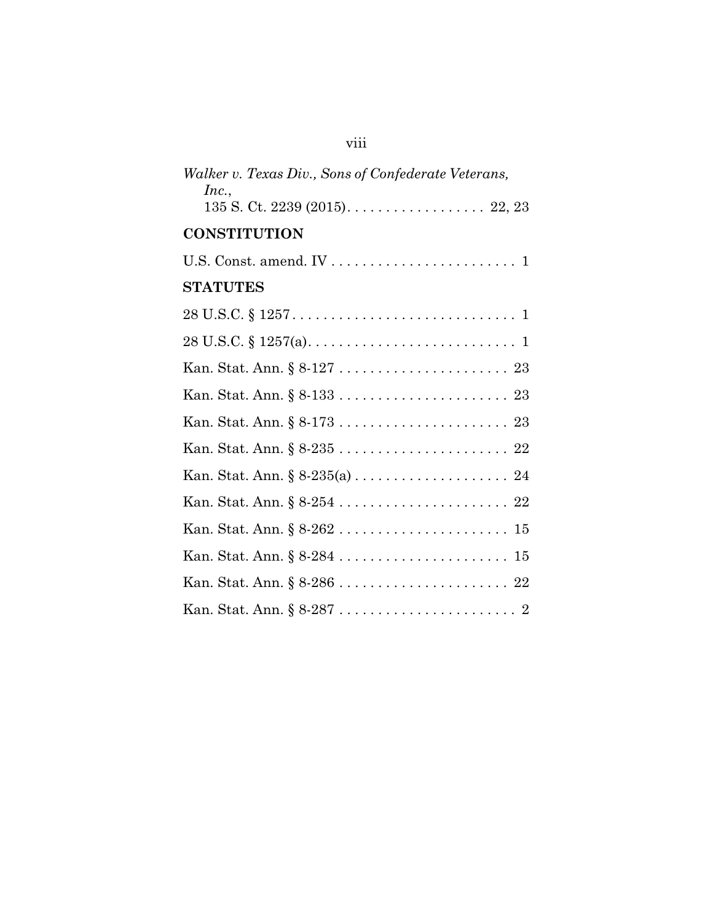*Walker v. Texas Div., Sons of Confederate Veterans, Inc.*, 135 S. Ct. 2239 (2015) . . . . . . . . . . . . . . . . . . 22, 23

**CONSTITUTION**

U.S. Const. amend. IV . . . . . . . . . . . . . . . . . . . . . . . . 1

**STATUTES**

28 U.S.C. § 1257 . . . . . . . . . . . . . . . . . . . . . . . . . . . . . 1

28 U.S.C. § 1257(a) . . . . . . . . . . . . . . . . . . . . . . . . . . . 1

Kan. Stat. Ann. § 8-127 . . . . . . . . . . . . . . . . . . . . . . 23

Kan. Stat. Ann. § 8-133 . . . . . . . . . . . . . . . . . . . . . . 23

Kan. Stat. Ann. § 8-173 . . . . . . . . . . . . . . . . . . . . . . 23

Kan. Stat. Ann. § 8-235 . . . . . . . . . . . . . . . . . . . . . . 22

Kan. Stat. Ann. § 8-235(a) . . . . . . . . . . . . . . . . . . . . 24

Kan. Stat. Ann. § 8-254 . . . . . . . . . . . . . . . . . . . . . . 22

Kan. Stat. Ann. § 8-262 . . . . . . . . . . . . . . . . . . . . . . 15

Kan. Stat. Ann. § 8-284 . . . . . . . . . . . . . . . . . . . . . . 15

Kan. Stat. Ann. § 8-286 . . . . . . . . . . . . . . . . . . . . . . 22

Kan. Stat. Ann. § 8-287 . . . . . . . . . . . . . . . . . . . . . . . 2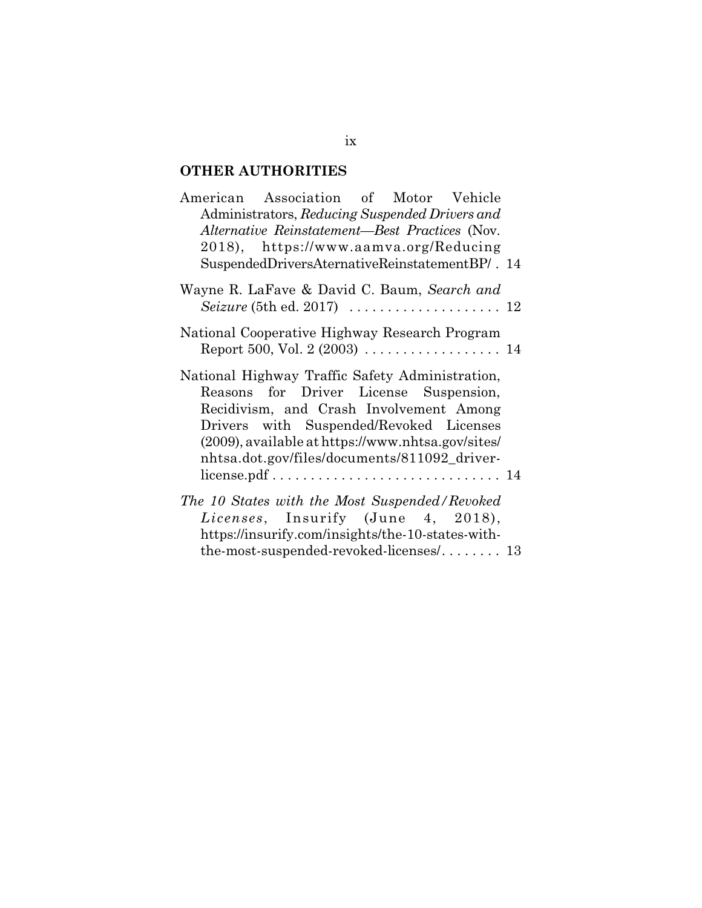## OTHER AUTHORITIES

American Association of Motor Vehicle Administrators, *Reducing Suspended Drivers and Alternative Reinstatement—Best Practices* (Nov. 2018), https://www.aamva.org/ReducingSuspendedDriversAternativeReinstatementBP/ . 14

Wayne R. LaFave & David C. Baum, *Search and Seizure* (5th ed. 2017) . . . . . . . . . . . . . . . . . . . . 12

National Cooperative Highway Research Program Report 500, Vol. 2 (2003) . . . . . . . . . . . . . . . . . . 14

National Highway Traffic Safety Administration, Reasons for Driver License Suspension, Recidivism, and Crash Involvement Among Drivers with Suspended/Revoked Licenses (2009), available at https://www.nhtsa.gov/sites/nhtsa.dot.gov/files/documents/811092_driver-license.pdf . . . . . . . . . . . . . . . . . . . . . . . . . . . . . . 14

*The 10 States with the Most Suspended/Revoked Licenses*, Insurify (June 4, 2018), https://insurify.com/insights/the-10-states-with-the-most-suspended-revoked-licenses/ . . . . . . . . 13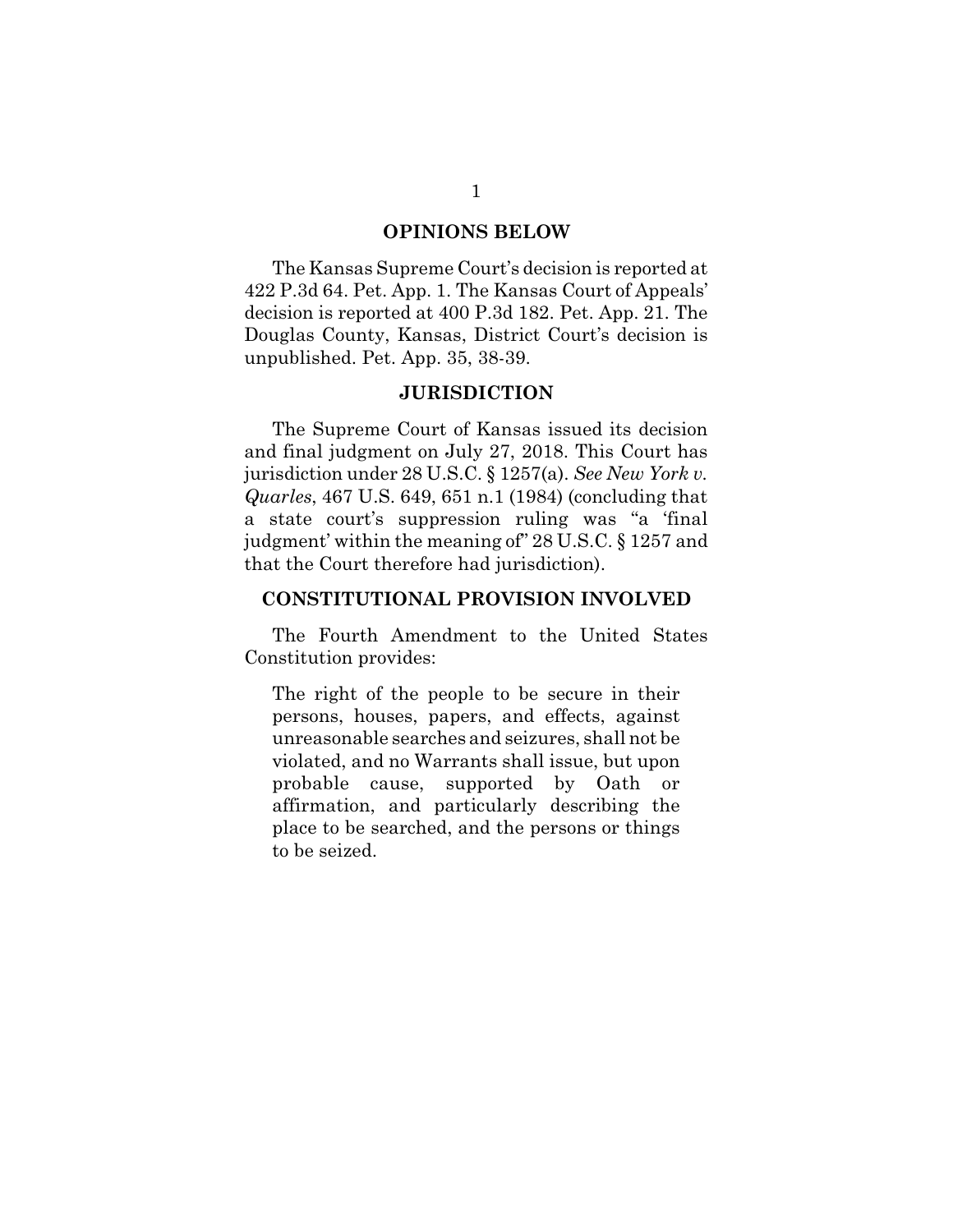## OPINIONS BELOW

The Kansas Supreme Court's decision is reported at 422 P.3d 64. Pet. App. 1. The Kansas Court of Appeals' decision is reported at 400 P.3d 182. Pet. App. 21. The Douglas County, Kansas, District Court's decision is unpublished. Pet. App. 35, 38-39.

## JURISDICTION

The Supreme Court of Kansas issued its decision and final judgment on July 27, 2018. This Court has jurisdiction under 28 U.S.C. § 1257(a). *See New York v. Quarles*, 467 U.S. 649, 651 n.1 (1984) (concluding that a state court's suppression ruling was "a 'final judgment' within the meaning of" 28 U.S.C. § 1257 and that the Court therefore had jurisdiction).

## CONSTITUTIONAL PROVISION INVOLVED

The Fourth Amendment to the United States Constitution provides:

> The right of the people to be secure in their persons, houses, papers, and effects, against unreasonable searches and seizures, shall not be violated, and no Warrants shall issue, but upon probable cause, supported by Oath or affirmation, and particularly describing the place to be searched, and the persons or things to be seized.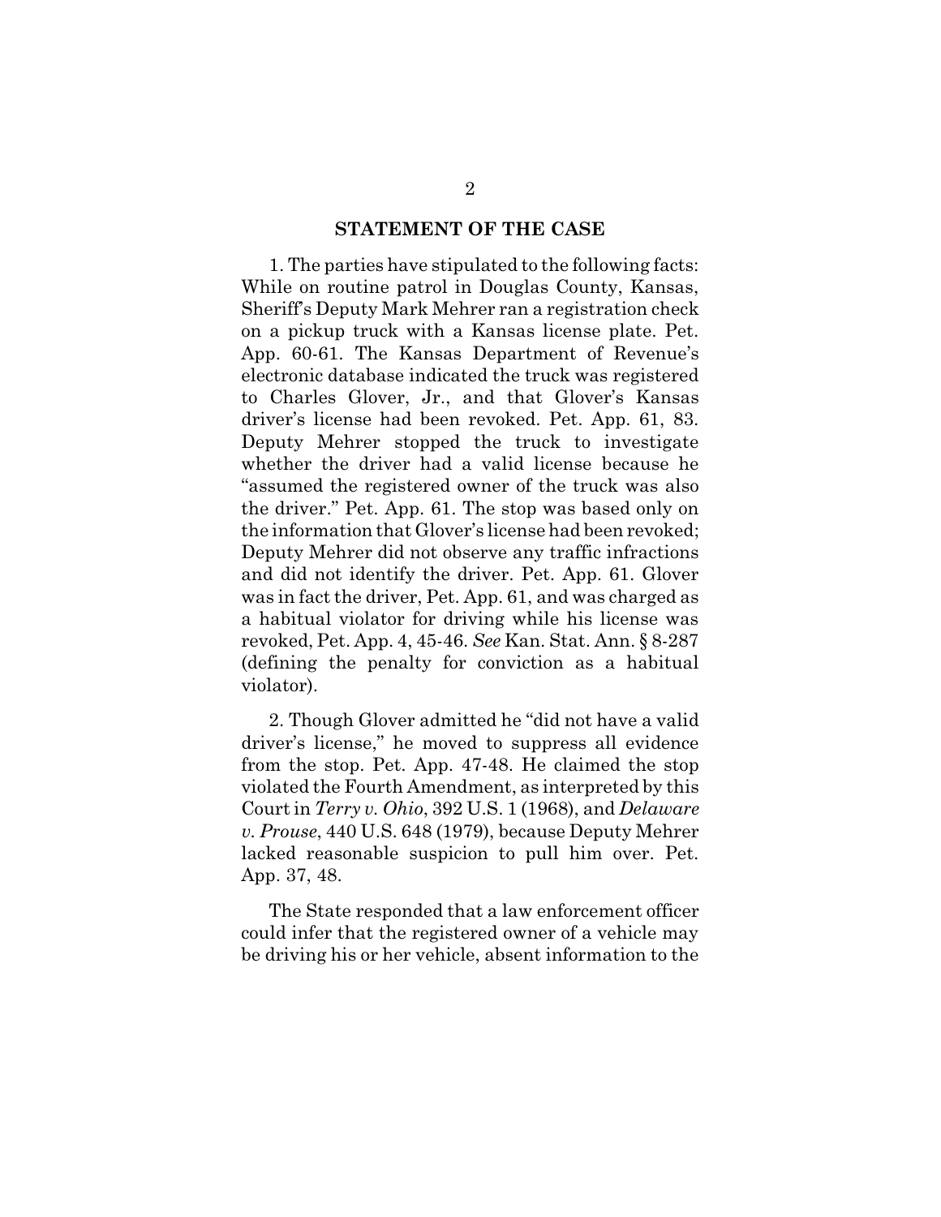## STATEMENT OF THE CASE

1. The parties have stipulated to the following facts: While on routine patrol in Douglas County, Kansas, Sheriff's Deputy Mark Mehrer ran a registration check on a pickup truck with a Kansas license plate. Pet. App. 60-61. The Kansas Department of Revenue's electronic database indicated the truck was registered to Charles Glover, Jr., and that Glover's Kansas driver's license had been revoked. Pet. App. 61, 83. Deputy Mehrer stopped the truck to investigate whether the driver had a valid license because he "assumed the registered owner of the truck was also the driver." Pet. App. 61. The stop was based only on the information that Glover's license had been revoked; Deputy Mehrer did not observe any traffic infractions and did not identify the driver. Pet. App. 61. Glover was in fact the driver, Pet. App. 61, and was charged as a habitual violator for driving while his license was revoked, Pet. App. 4, 45-46. *See* Kan. Stat. Ann. § 8-287 (defining the penalty for conviction as a habitual violator).

2. Though Glover admitted he "did not have a valid driver's license," he moved to suppress all evidence from the stop. Pet. App. 47-48. He claimed the stop violated the Fourth Amendment, as interpreted by this Court in *Terry v. Ohio*, 392 U.S. 1 (1968), and *Delaware v. Prouse*, 440 U.S. 648 (1979), because Deputy Mehrer lacked reasonable suspicion to pull him over. Pet. App. 37, 48.

The State responded that a law enforcement officer could infer that the registered owner of a vehicle may be driving his or her vehicle, absent information to the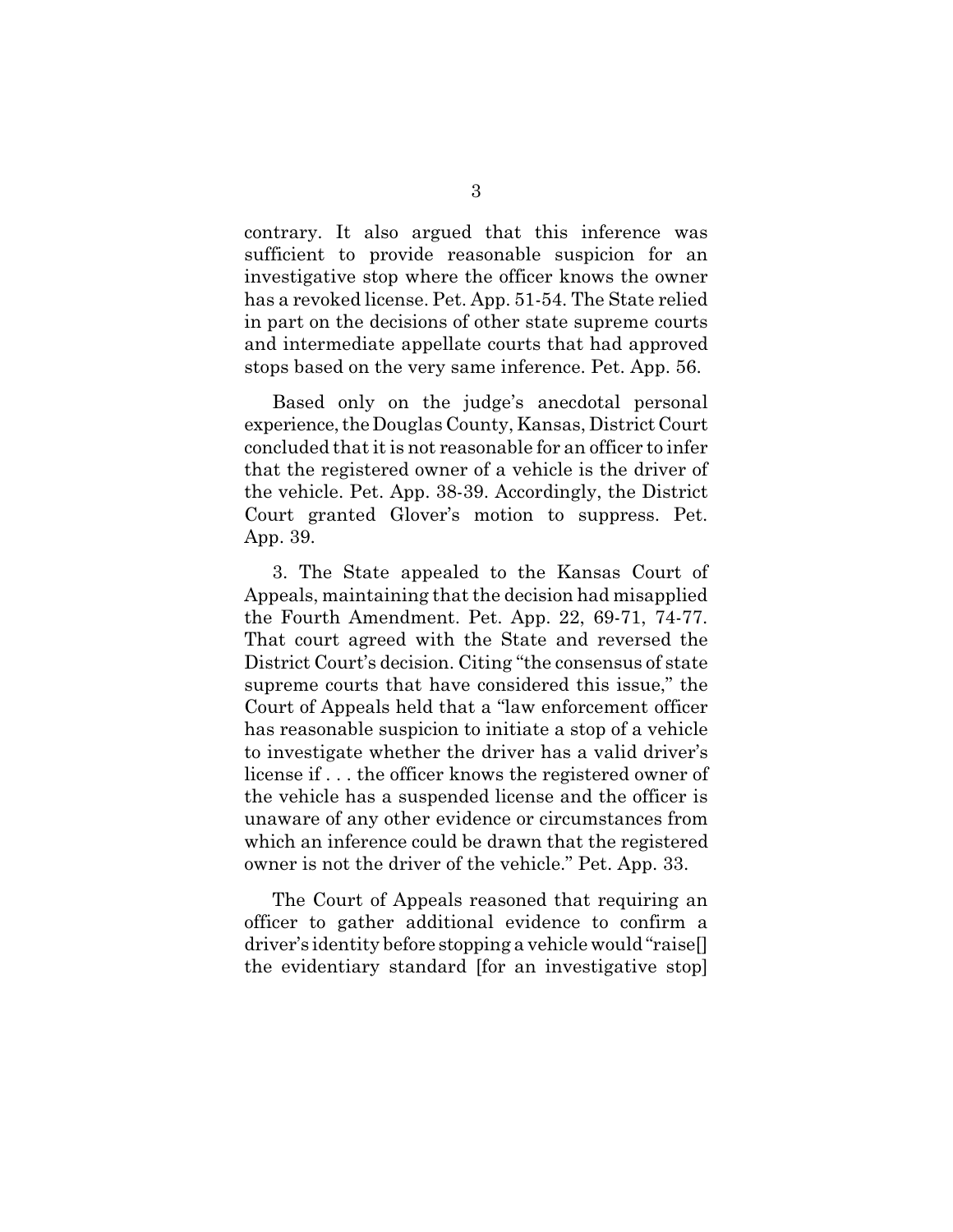contrary. It also argued that this inference was sufficient to provide reasonable suspicion for an investigative stop where the officer knows the owner has a revoked license. Pet. App. 51-54. The State relied in part on the decisions of other state supreme courts and intermediate appellate courts that had approved stops based on the very same inference. Pet. App. 56.

Based only on the judge's anecdotal personal experience, the Douglas County, Kansas, District Court concluded that it is not reasonable for an officer to infer that the registered owner of a vehicle is the driver of the vehicle. Pet. App. 38-39. Accordingly, the District Court granted Glover's motion to suppress. Pet. App. 39.

3. The State appealed to the Kansas Court of Appeals, maintaining that the decision had misapplied the Fourth Amendment. Pet. App. 22, 69-71, 74-77. That court agreed with the State and reversed the District Court's decision. Citing "the consensus of state supreme courts that have considered this issue," the Court of Appeals held that a "law enforcement officer has reasonable suspicion to initiate a stop of a vehicle to investigate whether the driver has a valid driver's license if . . . the officer knows the registered owner of the vehicle has a suspended license and the officer is unaware of any other evidence or circumstances from which an inference could be drawn that the registered owner is not the driver of the vehicle." Pet. App. 33.

The Court of Appeals reasoned that requiring an officer to gather additional evidence to confirm a driver's identity before stopping a vehicle would "raise[] the evidentiary standard [for an investigative stop]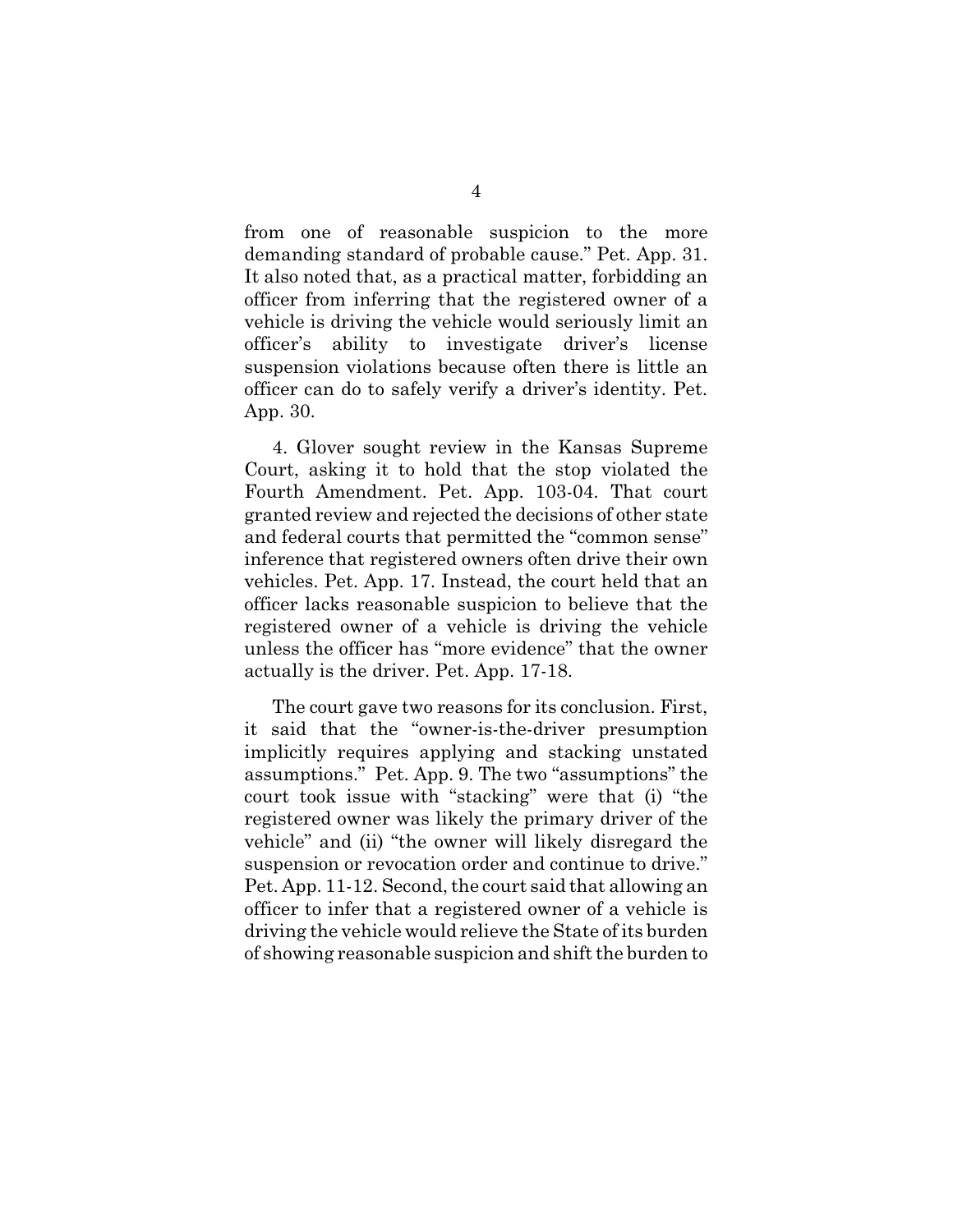from one of reasonable suspicion to the more demanding standard of probable cause." Pet. App. 31. It also noted that, as a practical matter, forbidding an officer from inferring that the registered owner of a vehicle is driving the vehicle would seriously limit an officer's ability to investigate driver's license suspension violations because often there is little an officer can do to safely verify a driver's identity. Pet. App. 30.

4. Glover sought review in the Kansas Supreme Court, asking it to hold that the stop violated the Fourth Amendment. Pet. App. 103-04. That court granted review and rejected the decisions of other state and federal courts that permitted the "common sense" inference that registered owners often drive their own vehicles. Pet. App. 17. Instead, the court held that an officer lacks reasonable suspicion to believe that the registered owner of a vehicle is driving the vehicle unless the officer has "more evidence" that the owner actually is the driver. Pet. App. 17-18.

The court gave two reasons for its conclusion. First, it said that the "owner-is-the-driver presumption implicitly requires applying and stacking unstated assumptions." Pet. App. 9. The two "assumptions" the court took issue with "stacking" were that (i) "the registered owner was likely the primary driver of the vehicle" and (ii) "the owner will likely disregard the suspension or revocation order and continue to drive." Pet. App. 11-12. Second, the court said that allowing an officer to infer that a registered owner of a vehicle is driving the vehicle would relieve the State of its burden of showing reasonable suspicion and shift the burden to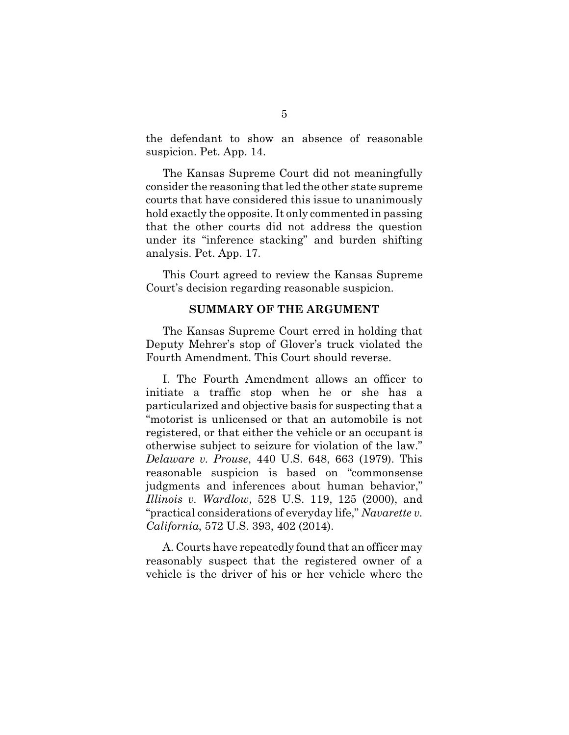the defendant to show an absence of reasonable suspicion. Pet. App. 14.

The Kansas Supreme Court did not meaningfully consider the reasoning that led the other state supreme courts that have considered this issue to unanimously hold exactly the opposite. It only commented in passing that the other courts did not address the question under its "inference stacking" and burden shifting analysis. Pet. App. 17.

This Court agreed to review the Kansas Supreme Court's decision regarding reasonable suspicion.

## SUMMARY OF THE ARGUMENT

The Kansas Supreme Court erred in holding that Deputy Mehrer's stop of Glover's truck violated the Fourth Amendment. This Court should reverse.

I. The Fourth Amendment allows an officer to initiate a traffic stop when he or she has a particularized and objective basis for suspecting that a "motorist is unlicensed or that an automobile is not registered, or that either the vehicle or an occupant is otherwise subject to seizure for violation of the law." *Delaware v. Prouse*, 440 U.S. 648, 663 (1979). This reasonable suspicion is based on "commonsense judgments and inferences about human behavior," *Illinois v. Wardlow*, 528 U.S. 119, 125 (2000), and "practical considerations of everyday life," *Navarette v. California*, 572 U.S. 393, 402 (2014).

A. Courts have repeatedly found that an officer may reasonably suspect that the registered owner of a vehicle is the driver of his or her vehicle where the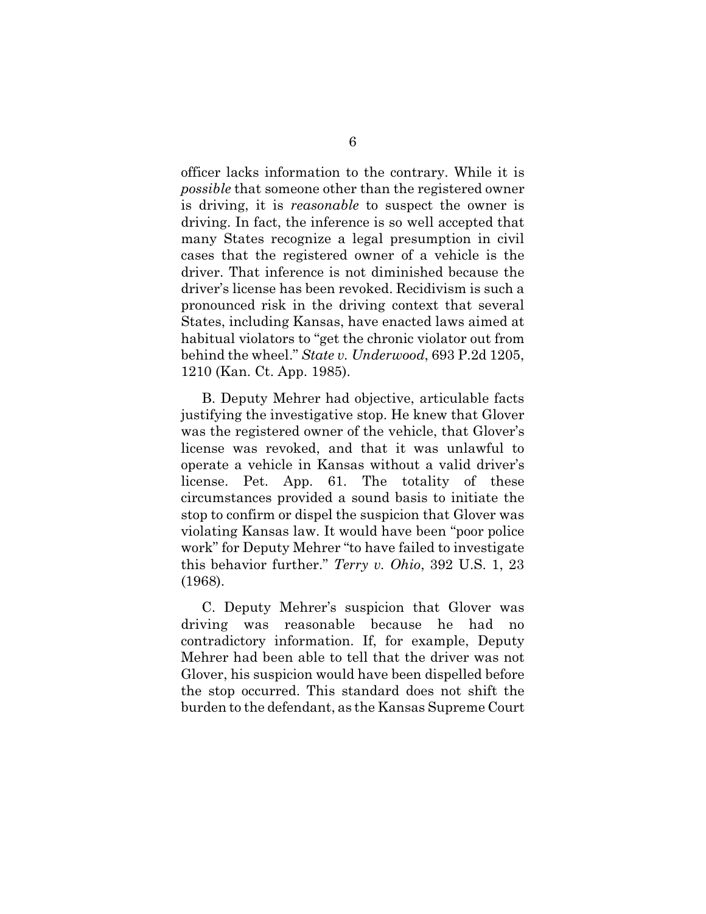officer lacks information to the contrary. While it is *possible* that someone other than the registered owner is driving, it is *reasonable* to suspect the owner is driving. In fact, the inference is so well accepted that many States recognize a legal presumption in civil cases that the registered owner of a vehicle is the driver. That inference is not diminished because the driver's license has been revoked. Recidivism is such a pronounced risk in the driving context that several States, including Kansas, have enacted laws aimed at habitual violators to "get the chronic violator out from behind the wheel." *State v. Underwood*, 693 P.2d 1205, 1210 (Kan. Ct. App. 1985).

B. Deputy Mehrer had objective, articulable facts justifying the investigative stop. He knew that Glover was the registered owner of the vehicle, that Glover's license was revoked, and that it was unlawful to operate a vehicle in Kansas without a valid driver's license. Pet. App. 61. The totality of these circumstances provided a sound basis to initiate the stop to confirm or dispel the suspicion that Glover was violating Kansas law. It would have been "poor police work" for Deputy Mehrer "to have failed to investigate this behavior further." *Terry v. Ohio*, 392 U.S. 1, 23 (1968).

C. Deputy Mehrer's suspicion that Glover was driving was reasonable because he had no contradictory information. If, for example, Deputy Mehrer had been able to tell that the driver was not Glover, his suspicion would have been dispelled before the stop occurred. This standard does not shift the burden to the defendant, as the Kansas Supreme Court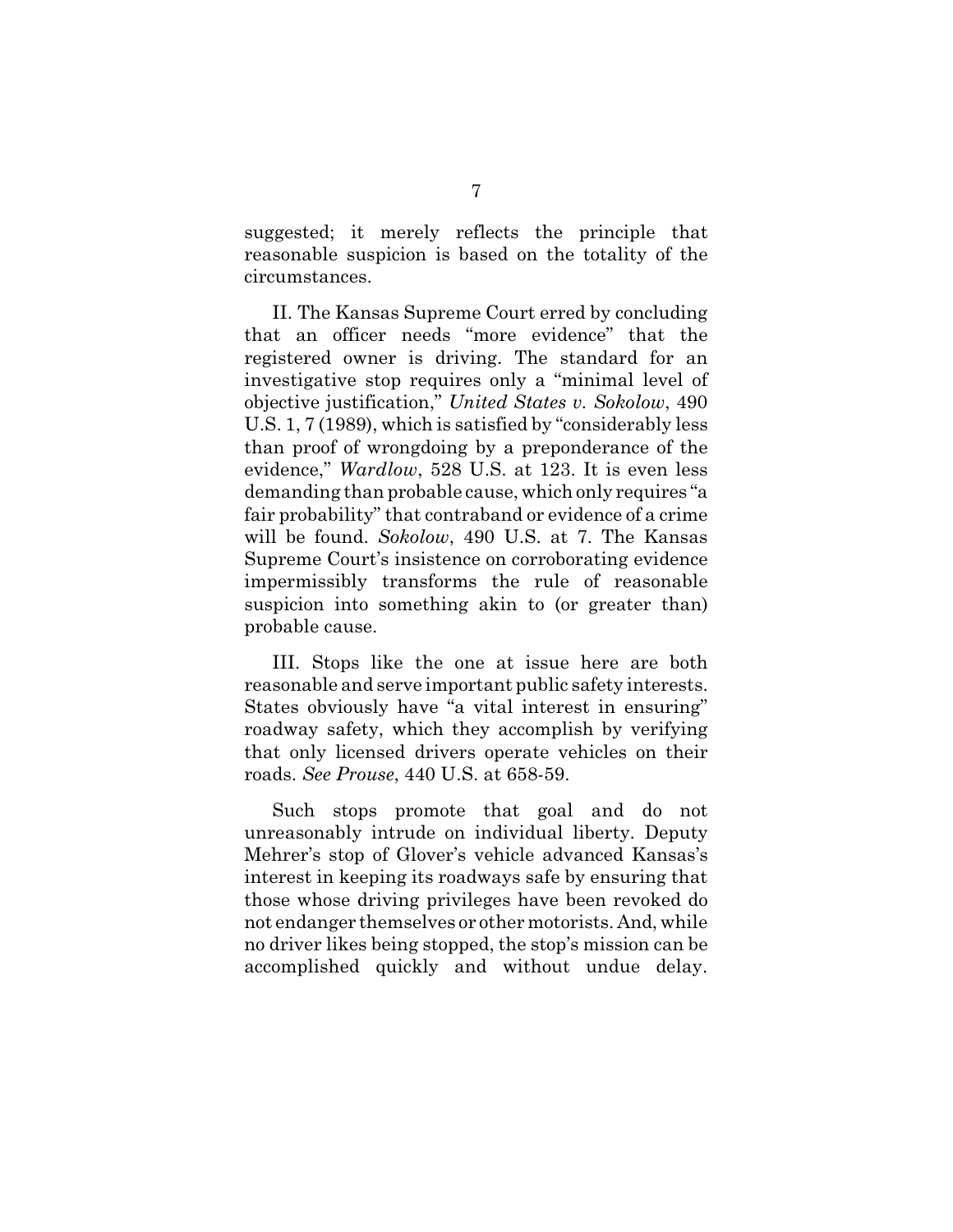suggested; it merely reflects the principle that reasonable suspicion is based on the totality of the circumstances.

II. The Kansas Supreme Court erred by concluding that an officer needs "more evidence" that the registered owner is driving. The standard for an investigative stop requires only a "minimal level of objective justification," *United States v. Sokolow*, 490 U.S. 1, 7 (1989), which is satisfied by "considerably less than proof of wrongdoing by a preponderance of the evidence," *Wardlow*, 528 U.S. at 123. It is even less demanding than probable cause, which only requires "a fair probability" that contraband or evidence of a crime will be found. *Sokolow*, 490 U.S. at 7. The Kansas Supreme Court's insistence on corroborating evidence impermissibly transforms the rule of reasonable suspicion into something akin to (or greater than) probable cause.

III. Stops like the one at issue here are both reasonable and serve important public safety interests. States obviously have "a vital interest in ensuring" roadway safety, which they accomplish by verifying that only licensed drivers operate vehicles on their roads. *See Prouse*, 440 U.S. at 658-59.

Such stops promote that goal and do not unreasonably intrude on individual liberty. Deputy Mehrer's stop of Glover's vehicle advanced Kansas's interest in keeping its roadways safe by ensuring that those whose driving privileges have been revoked do not endanger themselves or other motorists. And, while no driver likes being stopped, the stop's mission can be accomplished quickly and without undue delay.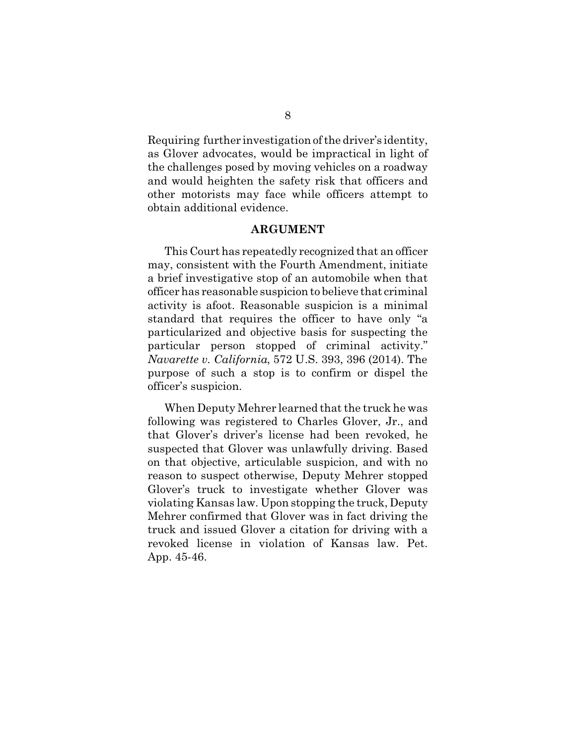Requiring further investigation of the driver's identity, as Glover advocates, would be impractical in light of the challenges posed by moving vehicles on a roadway and would heighten the safety risk that officers and other motorists may face while officers attempt to obtain additional evidence.

## ARGUMENT

This Court has repeatedly recognized that an officer may, consistent with the Fourth Amendment, initiate a brief investigative stop of an automobile when that officer has reasonable suspicion to believe that criminal activity is afoot. Reasonable suspicion is a minimal standard that requires the officer to have only "a particularized and objective basis for suspecting the particular person stopped of criminal activity." *Navarette v. California*, 572 U.S. 393, 396 (2014). The purpose of such a stop is to confirm or dispel the officer's suspicion.

When Deputy Mehrer learned that the truck he was following was registered to Charles Glover, Jr., and that Glover's driver's license had been revoked, he suspected that Glover was unlawfully driving. Based on that objective, articulable suspicion, and with no reason to suspect otherwise, Deputy Mehrer stopped Glover's truck to investigate whether Glover was violating Kansas law. Upon stopping the truck, Deputy Mehrer confirmed that Glover was in fact driving the truck and issued Glover a citation for driving with a revoked license in violation of Kansas law. Pet. App. 45-46.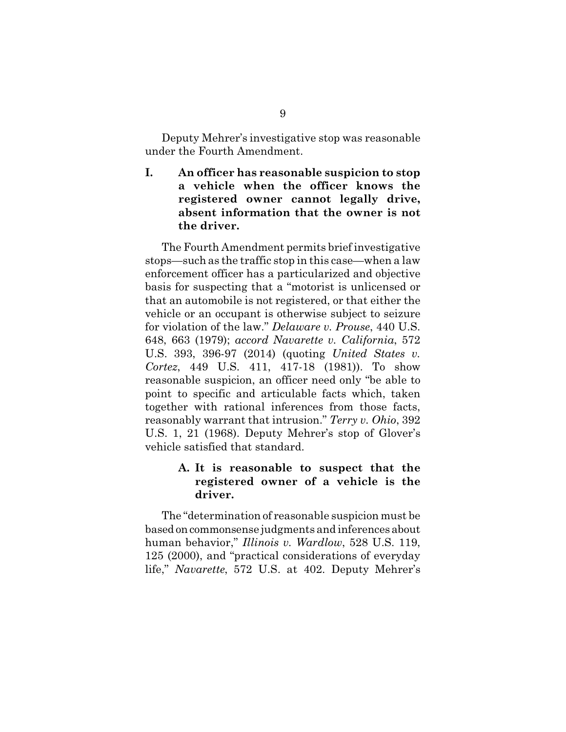Deputy Mehrer's investigative stop was reasonable under the Fourth Amendment.

## I. An officer has reasonable suspicion to stop a vehicle when the officer knows the registered owner cannot legally drive, absent information that the owner is not the driver.

The Fourth Amendment permits brief investigative stops—such as the traffic stop in this case—when a law enforcement officer has a particularized and objective basis for suspecting that a "motorist is unlicensed or that an automobile is not registered, or that either the vehicle or an occupant is otherwise subject to seizure for violation of the law." *Delaware v. Prouse*, 440 U.S. 648, 663 (1979); *accord Navarette v. California*, 572 U.S. 393, 396-97 (2014) (quoting *United States v. Cortez*, 449 U.S. 411, 417-18 (1981)). To show reasonable suspicion, an officer need only "be able to point to specific and articulable facts which, taken together with rational inferences from those facts, reasonably warrant that intrusion." *Terry v. Ohio*, 392 U.S. 1, 21 (1968). Deputy Mehrer's stop of Glover's vehicle satisfied that standard.

### A. It is reasonable to suspect that the registered owner of a vehicle is the driver.

The "determination of reasonable suspicion must be based on commonsense judgments and inferences about human behavior," *Illinois v. Wardlow*, 528 U.S. 119, 125 (2000), and "practical considerations of everyday life," *Navarette*, 572 U.S. at 402. Deputy Mehrer's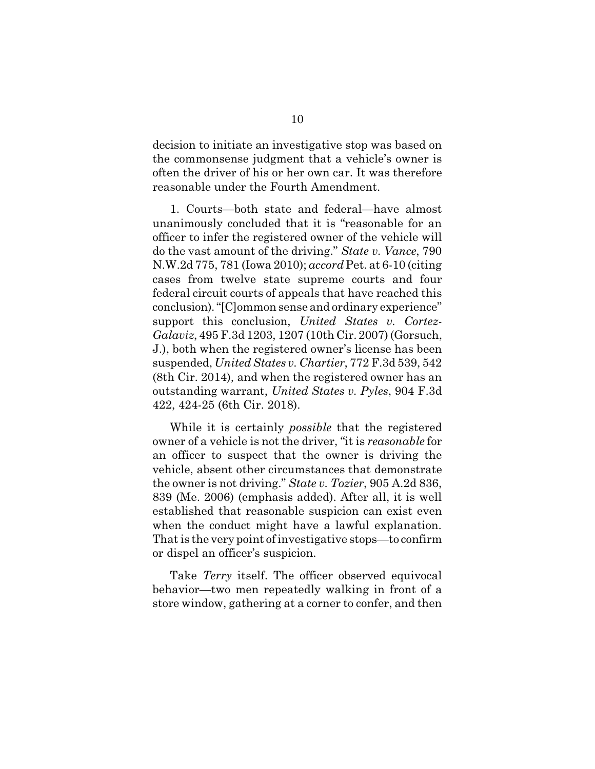decision to initiate an investigative stop was based on the commonsense judgment that a vehicle's owner is often the driver of his or her own car. It was therefore reasonable under the Fourth Amendment.

1. Courts—both state and federal—have almost unanimously concluded that it is "reasonable for an officer to infer the registered owner of the vehicle will do the vast amount of the driving." *State v. Vance*, 790 N.W.2d 775, 781 (Iowa 2010); *accord* Pet. at 6-10 (citing cases from twelve state supreme courts and four federal circuit courts of appeals that have reached this conclusion). "[C]ommon sense and ordinary experience" support this conclusion, *United States v. Cortez-Galaviz*, 495 F.3d 1203, 1207 (10th Cir. 2007) (Gorsuch, J.), both when the registered owner's license has been suspended, *United States v. Chartier*, 772 F.3d 539, 542 (8th Cir. 2014), and when the registered owner has an outstanding warrant, *United States v. Pyles*, 904 F.3d 422, 424-25 (6th Cir. 2018).

While it is certainly *possible* that the registered owner of a vehicle is not the driver, "it is *reasonable* for an officer to suspect that the owner is driving the vehicle, absent other circumstances that demonstrate the owner is not driving." *State v. Tozier*, 905 A.2d 836, 839 (Me. 2006) (emphasis added). After all, it is well established that reasonable suspicion can exist even when the conduct might have a lawful explanation. That is the very point of investigative stops—to confirm or dispel an officer's suspicion.

Take *Terry* itself. The officer observed equivocal behavior—two men repeatedly walking in front of a store window, gathering at a corner to confer, and then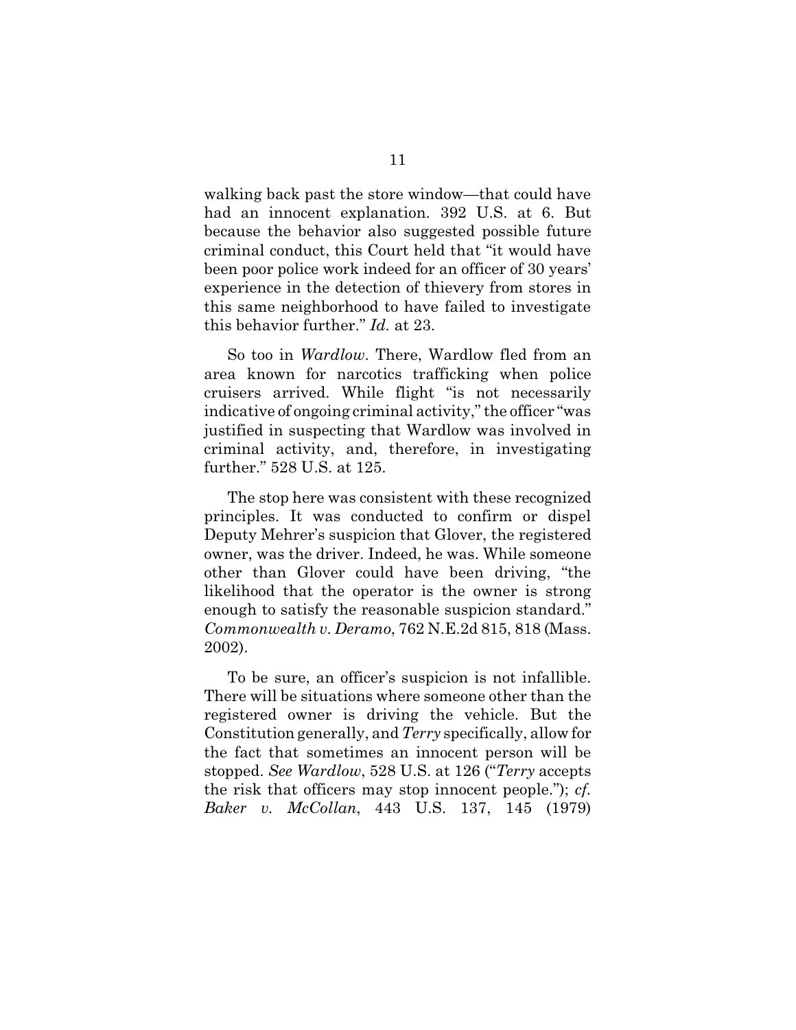walking back past the store window—that could have had an innocent explanation. 392 U.S. at 6. But because the behavior also suggested possible future criminal conduct, this Court held that "it would have been poor police work indeed for an officer of 30 years' experience in the detection of thievery from stores in this same neighborhood to have failed to investigate this behavior further." *Id.* at 23.

So too in *Wardlow*. There, Wardlow fled from an area known for narcotics trafficking when police cruisers arrived. While flight "is not necessarily indicative of ongoing criminal activity," the officer "was justified in suspecting that Wardlow was involved in criminal activity, and, therefore, in investigating further." 528 U.S. at 125.

The stop here was consistent with these recognized principles. It was conducted to confirm or dispel Deputy Mehrer's suspicion that Glover, the registered owner, was the driver. Indeed, he was. While someone other than Glover could have been driving, "the likelihood that the operator is the owner is strong enough to satisfy the reasonable suspicion standard." *Commonwealth v. Deramo*, 762 N.E.2d 815, 818 (Mass. 2002).

To be sure, an officer's suspicion is not infallible. There will be situations where someone other than the registered owner is driving the vehicle. But the Constitution generally, and *Terry* specifically, allow for the fact that sometimes an innocent person will be stopped. *See Wardlow*, 528 U.S. at 126 ("*Terry* accepts the risk that officers may stop innocent people."); *cf. Baker v. McCollan*, 443 U.S. 137, 145 (1979)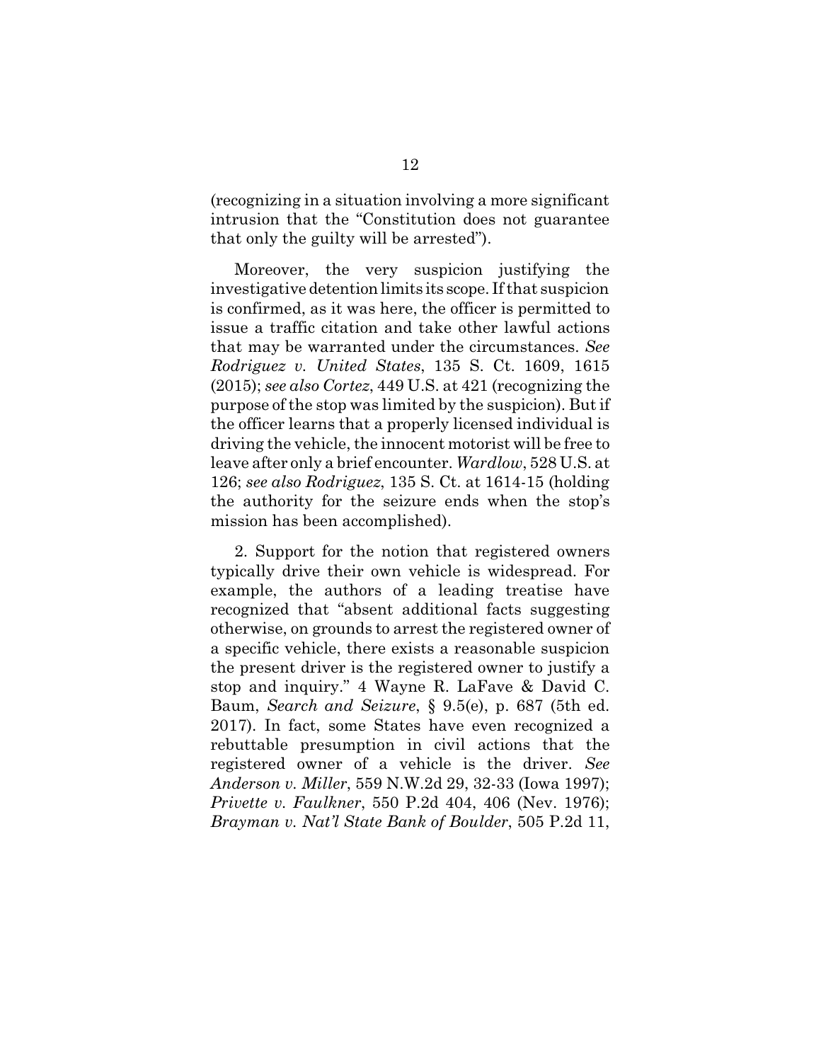(recognizing in a situation involving a more significant intrusion that the "Constitution does not guarantee that only the guilty will be arrested").

Moreover, the very suspicion justifying the investigative detention limits its scope. If that suspicion is confirmed, as it was here, the officer is permitted to issue a traffic citation and take other lawful actions that may be warranted under the circumstances. *See Rodriguez v. United States*, 135 S. Ct. 1609, 1615 (2015); *see also Cortez*, 449 U.S. at 421 (recognizing the purpose of the stop was limited by the suspicion). But if the officer learns that a properly licensed individual is driving the vehicle, the innocent motorist will be free to leave after only a brief encounter. *Wardlow*, 528 U.S. at 126; *see also Rodriguez*, 135 S. Ct. at 1614-15 (holding the authority for the seizure ends when the stop's mission has been accomplished).

2. Support for the notion that registered owners typically drive their own vehicle is widespread. For example, the authors of a leading treatise have recognized that "absent additional facts suggesting otherwise, on grounds to arrest the registered owner of a specific vehicle, there exists a reasonable suspicion the present driver is the registered owner to justify a stop and inquiry." 4 Wayne R. LaFave & David C. Baum, *Search and Seizure*, § 9.5(e), p. 687 (5th ed. 2017). In fact, some States have even recognized a rebuttable presumption in civil actions that the registered owner of a vehicle is the driver. *See Anderson v. Miller*, 559 N.W.2d 29, 32-33 (Iowa 1997); *Privette v. Faulkner*, 550 P.2d 404, 406 (Nev. 1976); *Brayman v. Nat'l State Bank of Boulder*, 505 P.2d 11,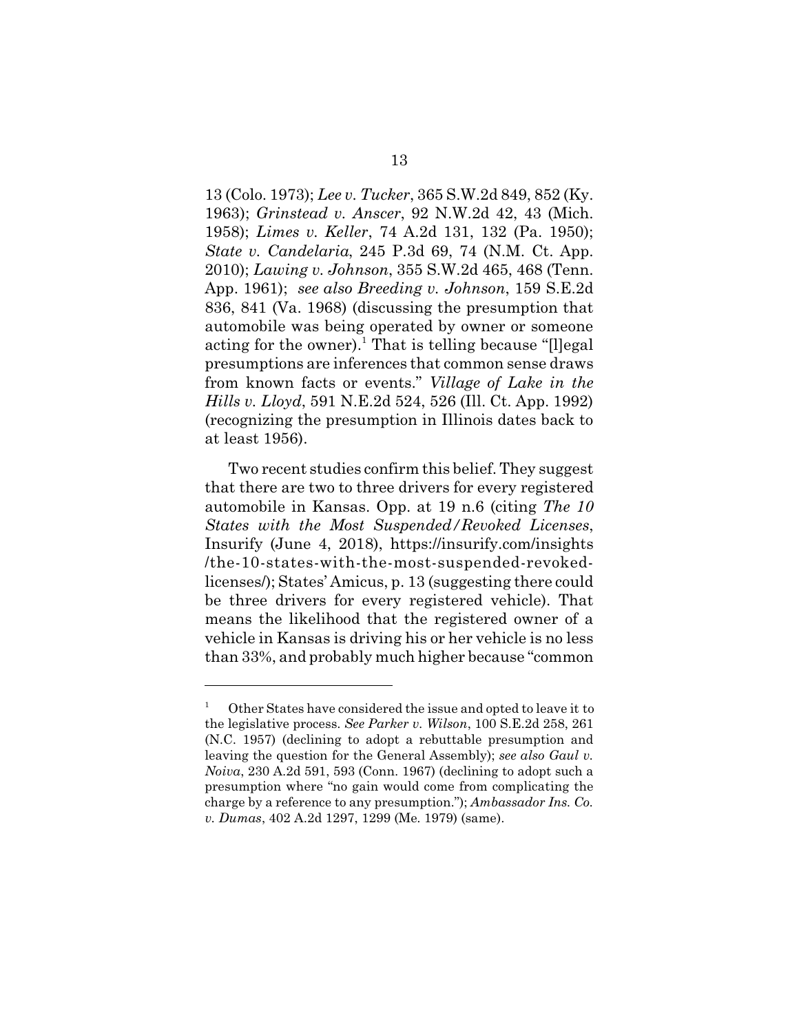13 (Colo. 1973); *Lee v. Tucker*, 365 S.W.2d 849, 852 (Ky. 1963); *Grinstead v. Anscer*, 92 N.W.2d 42, 43 (Mich. 1958); *Limes v. Keller*, 74 A.2d 131, 132 (Pa. 1950); *State v. Candelaria*, 245 P.3d 69, 74 (N.M. Ct. App. 2010); *Lawing v. Johnson*, 355 S.W.2d 465, 468 (Tenn. App. 1961); *see also Breeding v. Johnson*, 159 S.E.2d 836, 841 (Va. 1968) (discussing the presumption that automobile was being operated by owner or someone acting for the owner).[1] That is telling because "[l]egal presumptions are inferences that common sense draws from known facts or events." *Village of Lake in the Hills v. Lloyd*, 591 N.E.2d 524, 526 (Ill. Ct. App. 1992) (recognizing the presumption in Illinois dates back to at least 1956).

Two recent studies confirm this belief. They suggest that there are two to three drivers for every registered automobile in Kansas. Opp. at 19 n.6 (citing *The 10 States with the Most Suspended/Revoked Licenses*, Insurify (June 4, 2018), https://insurify.com/insights/the-10-states-with-the-most-suspended-revoked-licenses/); States' Amicus, p. 13 (suggesting there could be three drivers for every registered vehicle). That means the likelihood that the registered owner of a vehicle in Kansas is driving his or her vehicle is no less than 33%, and probably much higher because "common

---

[1] Other States have considered the issue and opted to leave it to the legislative process. *See Parker v. Wilson*, 100 S.E.2d 258, 261 (N.C. 1957) (declining to adopt a rebuttable presumption and leaving the question for the General Assembly); *see also Gaul v. Noiva*, 230 A.2d 591, 593 (Conn. 1967) (declining to adopt such a presumption where "no gain would come from complicating the charge by a reference to any presumption."); *Ambassador Ins. Co. v. Dumas*, 402 A.2d 1297, 1299 (Me. 1979) (same).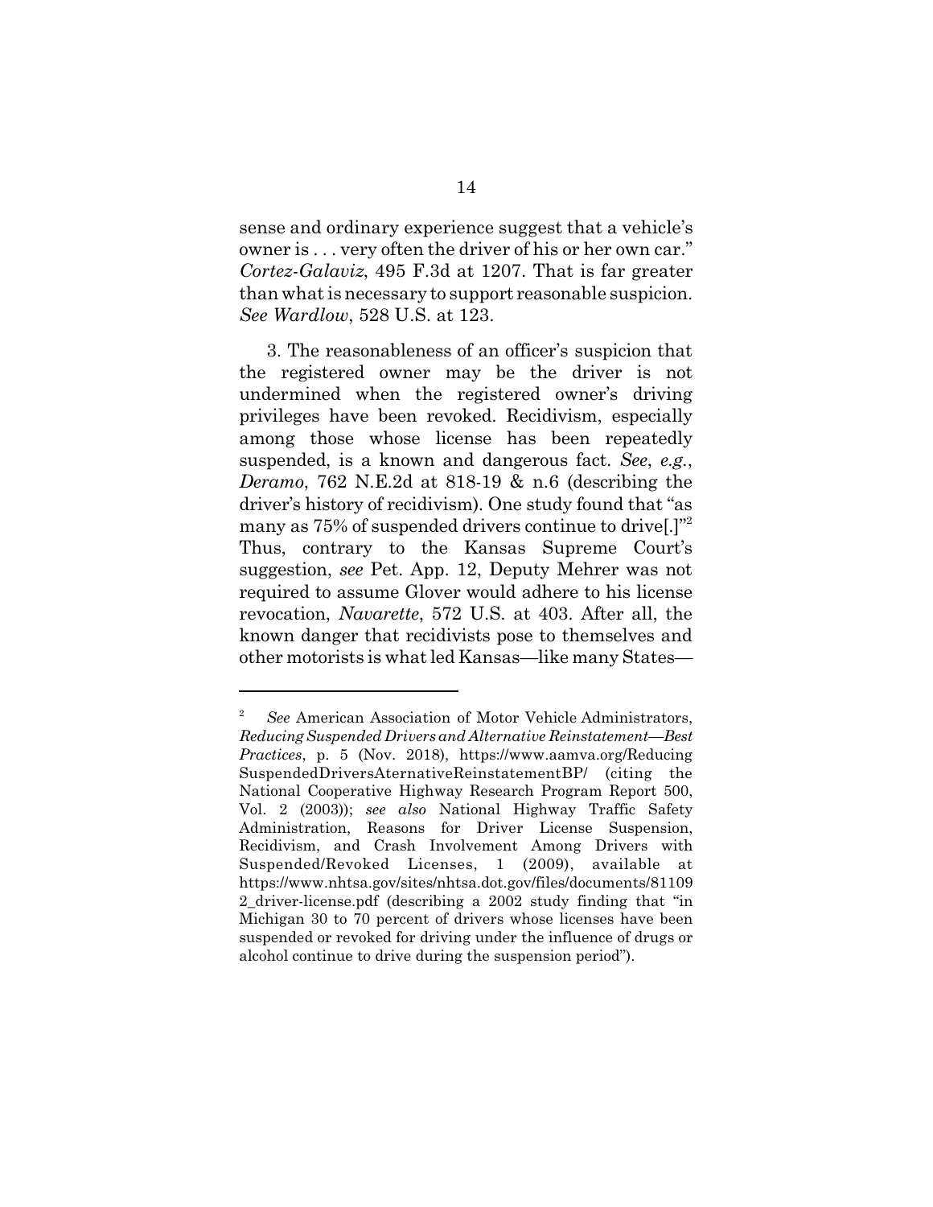sense and ordinary experience suggest that a vehicle's owner is . . . very often the driver of his or her own car." *Cortez-Galaviz*, 495 F.3d at 1207. That is far greater than what is necessary to support reasonable suspicion. *See Wardlow*, 528 U.S. at 123.

3. The reasonableness of an officer's suspicion that the registered owner may be the driver is not undermined when the registered owner's driving privileges have been revoked. Recidivism, especially among those whose license has been repeatedly suspended, is a known and dangerous fact. *See*, *e.g.*, *Deramo*, 762 N.E.2d at 818-19 & n.6 (describing the driver's history of recidivism). One study found that "as many as 75% of suspended drivers continue to drive[.]"[2] Thus, contrary to the Kansas Supreme Court's suggestion, *see* Pet. App. 12, Deputy Mehrer was not required to assume Glover would adhere to his license revocation, *Navarette*, 572 U.S. at 403. After all, the known danger that recidivists pose to themselves and other motorists is what led Kansas—like many States—

---

[2] *See* American Association of Motor Vehicle Administrators, *Reducing Suspended Drivers and Alternative Reinstatement—Best Practices*, p. 5 (Nov. 2018), https://www.aamva.org/ReducingSuspendedDriversAternativeReinstatementBP/ (citing the National Cooperative Highway Research Program Report 500, Vol. 2 (2003)); *see also* National Highway Traffic Safety Administration, Reasons for Driver License Suspension, Recidivism, and Crash Involvement Among Drivers with Suspended/Revoked Licenses, 1 (2009), available at https://www.nhtsa.gov/sites/nhtsa.dot.gov/files/documents/811092_driver-license.pdf (describing a 2002 study finding that "in Michigan 30 to 70 percent of drivers whose licenses have been suspended or revoked for driving under the influence of drugs or alcohol continue to drive during the suspension period").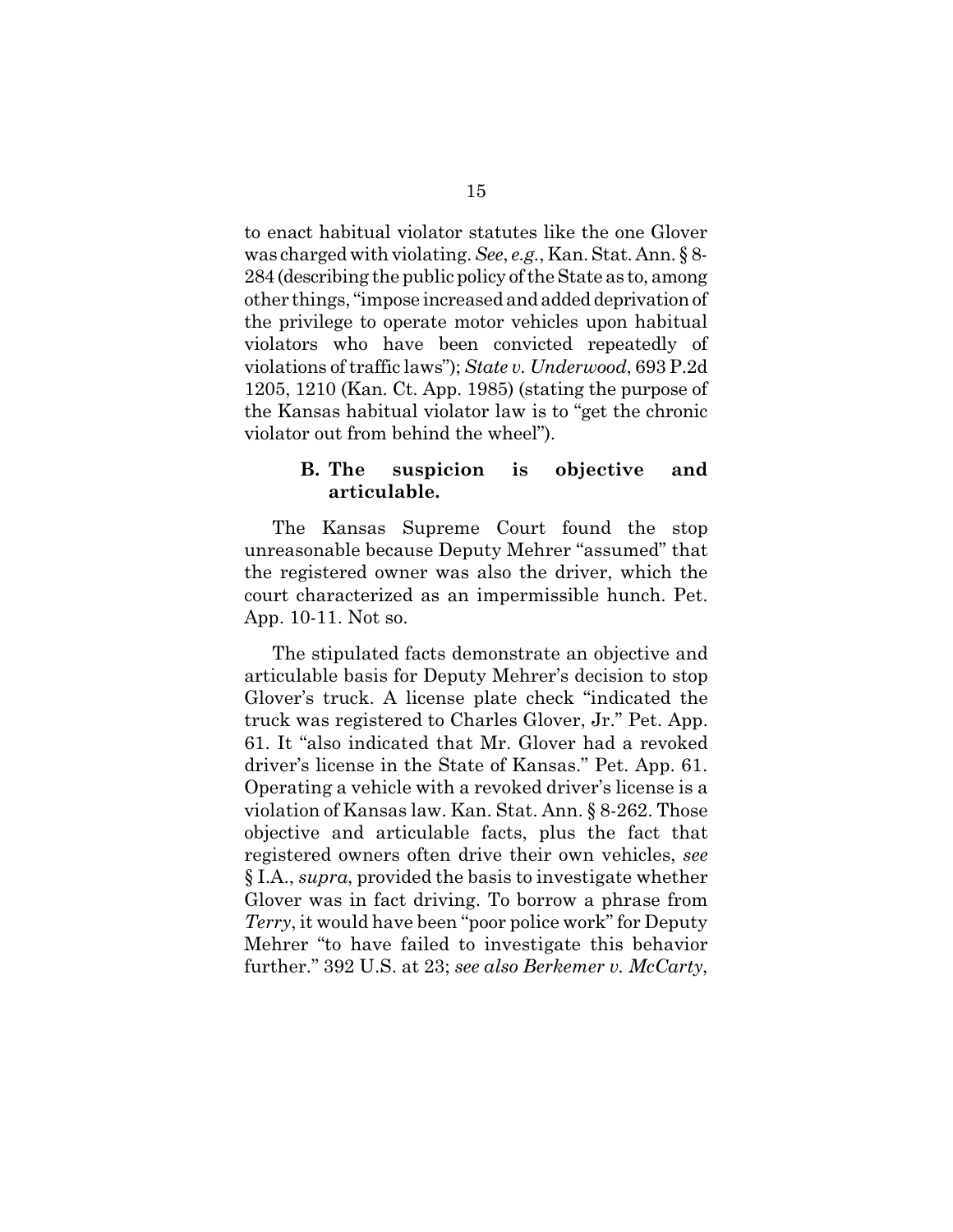to enact habitual violator statutes like the one Glover was charged with violating. *See*, *e.g.*, Kan. Stat. Ann. § 8-284 (describing the public policy of the State as to, among other things, "impose increased and added deprivation of the privilege to operate motor vehicles upon habitual violators who have been convicted repeatedly of violations of traffic laws"); *State v. Underwood*, 693 P.2d 1205, 1210 (Kan. Ct. App. 1985) (stating the purpose of the Kansas habitual violator law is to "get the chronic violator out from behind the wheel").

### B. The suspicion is objective and articulable.

The Kansas Supreme Court found the stop unreasonable because Deputy Mehrer "assumed" that the registered owner was also the driver, which the court characterized as an impermissible hunch. Pet. App. 10-11. Not so.

The stipulated facts demonstrate an objective and articulable basis for Deputy Mehrer's decision to stop Glover's truck. A license plate check "indicated the truck was registered to Charles Glover, Jr." Pet. App. 61. It "also indicated that Mr. Glover had a revoked driver's license in the State of Kansas." Pet. App. 61. Operating a vehicle with a revoked driver's license is a violation of Kansas law. Kan. Stat. Ann. § 8-262. Those objective and articulable facts, plus the fact that registered owners often drive their own vehicles, *see* § I.A., *supra*, provided the basis to investigate whether Glover was in fact driving. To borrow a phrase from *Terry*, it would have been "poor police work" for Deputy Mehrer "to have failed to investigate this behavior further." 392 U.S. at 23; *see also Berkemer v. McCarty*,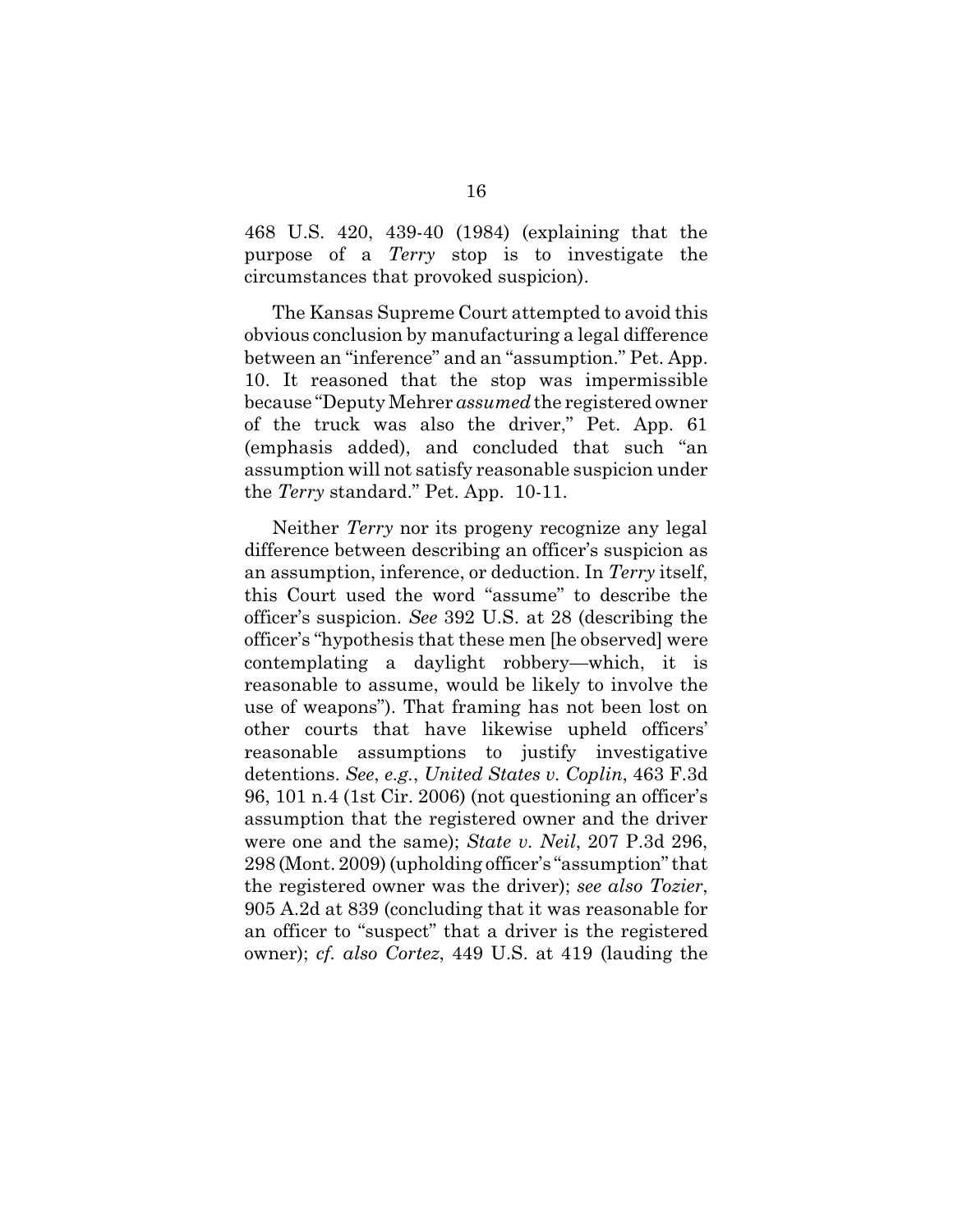468 U.S. 420, 439-40 (1984) (explaining that the purpose of a *Terry* stop is to investigate the circumstances that provoked suspicion).

The Kansas Supreme Court attempted to avoid this obvious conclusion by manufacturing a legal difference between an "inference" and an "assumption." Pet. App. 10. It reasoned that the stop was impermissible because "Deputy Mehrer *assumed* the registered owner of the truck was also the driver," Pet. App. 61 (emphasis added), and concluded that such "an assumption will not satisfy reasonable suspicion under the *Terry* standard." Pet. App. 10-11.

Neither *Terry* nor its progeny recognize any legal difference between describing an officer's suspicion as an assumption, inference, or deduction. In *Terry* itself, this Court used the word "assume" to describe the officer's suspicion. *See* 392 U.S. at 28 (describing the officer's "hypothesis that these men [he observed] were contemplating a daylight robbery—which, it is reasonable to assume, would be likely to involve the use of weapons"). That framing has not been lost on other courts that have likewise upheld officers' reasonable assumptions to justify investigative detentions. *See*, *e.g.*, *United States v. Coplin*, 463 F.3d 96, 101 n.4 (1st Cir. 2006) (not questioning an officer's assumption that the registered owner and the driver were one and the same); *State v. Neil*, 207 P.3d 296, 298 (Mont. 2009) (upholding officer's "assumption" that the registered owner was the driver); *see also Tozier*, 905 A.2d at 839 (concluding that it was reasonable for an officer to "suspect" that a driver is the registered owner); *cf. also Cortez*, 449 U.S. at 419 (lauding the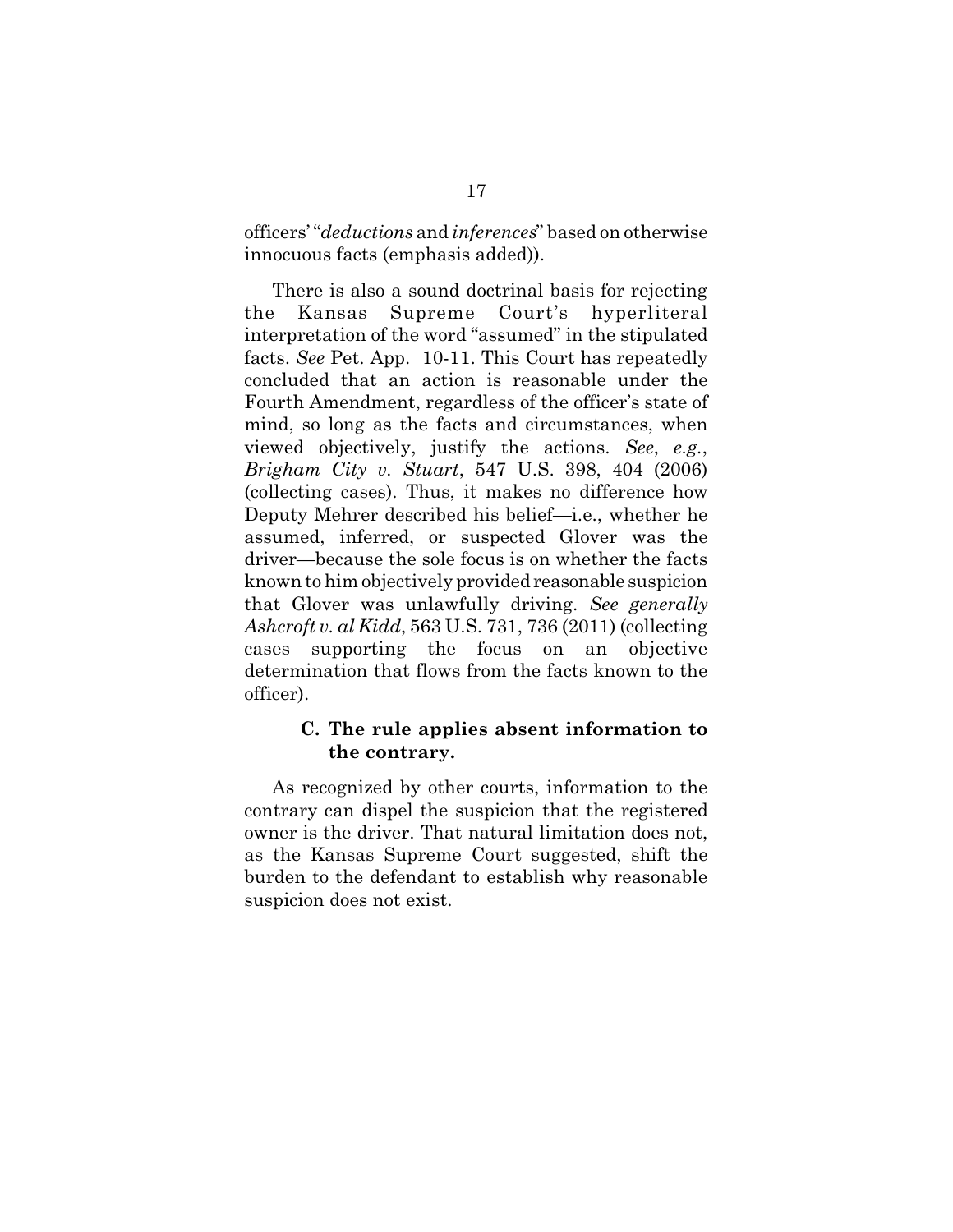officers' "*deductions* and *inferences*" based on otherwise innocuous facts (emphasis added)).

There is also a sound doctrinal basis for rejecting the Kansas Supreme Court's hyperliteral interpretation of the word "assumed" in the stipulated facts. *See* Pet. App. 10-11. This Court has repeatedly concluded that an action is reasonable under the Fourth Amendment, regardless of the officer's state of mind, so long as the facts and circumstances, when viewed objectively, justify the actions. *See*, *e.g.*, *Brigham City v. Stuart*, 547 U.S. 398, 404 (2006) (collecting cases). Thus, it makes no difference how Deputy Mehrer described his belief—i.e., whether he assumed, inferred, or suspected Glover was the driver—because the sole focus is on whether the facts known to him objectively provided reasonable suspicion that Glover was unlawfully driving. *See generally Ashcroft v. al Kidd*, 563 U.S. 731, 736 (2011) (collecting cases supporting the focus on an objective determination that flows from the facts known to the officer).

### C. The rule applies absent information to the contrary.

As recognized by other courts, information to the contrary can dispel the suspicion that the registered owner is the driver. That natural limitation does not, as the Kansas Supreme Court suggested, shift the burden to the defendant to establish why reasonable suspicion does not exist.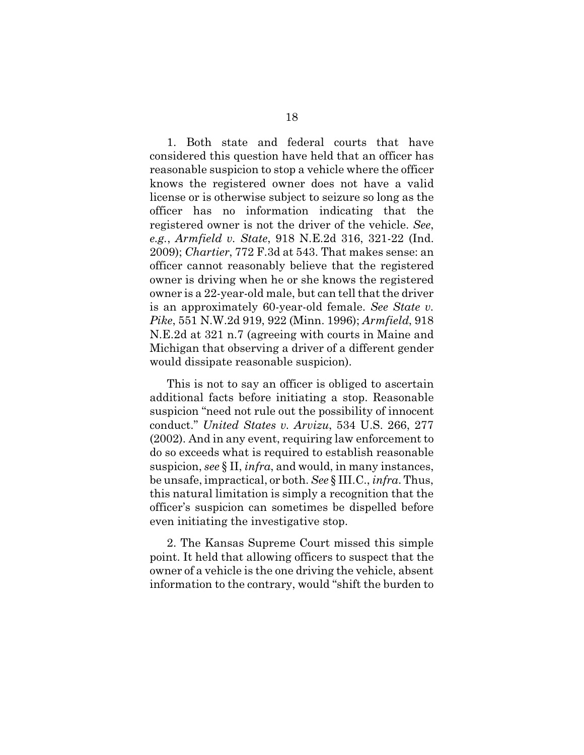1. Both state and federal courts that have considered this question have held that an officer has reasonable suspicion to stop a vehicle where the officer knows the registered owner does not have a valid license or is otherwise subject to seizure so long as the officer has no information indicating that the registered owner is not the driver of the vehicle. *See, e.g.*, *Armfield v. State*, 918 N.E.2d 316, 321-22 (Ind. 2009); *Chartier*, 772 F.3d at 543. That makes sense: an officer cannot reasonably believe that the registered owner is driving when he or she knows the registered owner is a 22-year-old male, but can tell that the driver is an approximately 60-year-old female. *See State v. Pike*, 551 N.W.2d 919, 922 (Minn. 1996); *Armfield*, 918 N.E.2d at 321 n.7 (agreeing with courts in Maine and Michigan that observing a driver of a different gender would dissipate reasonable suspicion).

This is not to say an officer is obliged to ascertain additional facts before initiating a stop. Reasonable suspicion "need not rule out the possibility of innocent conduct." *United States v. Arvizu*, 534 U.S. 266, 277 (2002). And in any event, requiring law enforcement to do so exceeds what is required to establish reasonable suspicion, *see* § II, *infra*, and would, in many instances, be unsafe, impractical, or both. *See* § III.C., *infra*. Thus, this natural limitation is simply a recognition that the officer's suspicion can sometimes be dispelled before even initiating the investigative stop.

2. The Kansas Supreme Court missed this simple point. It held that allowing officers to suspect that the owner of a vehicle is the one driving the vehicle, absent information to the contrary, would "shift the burden to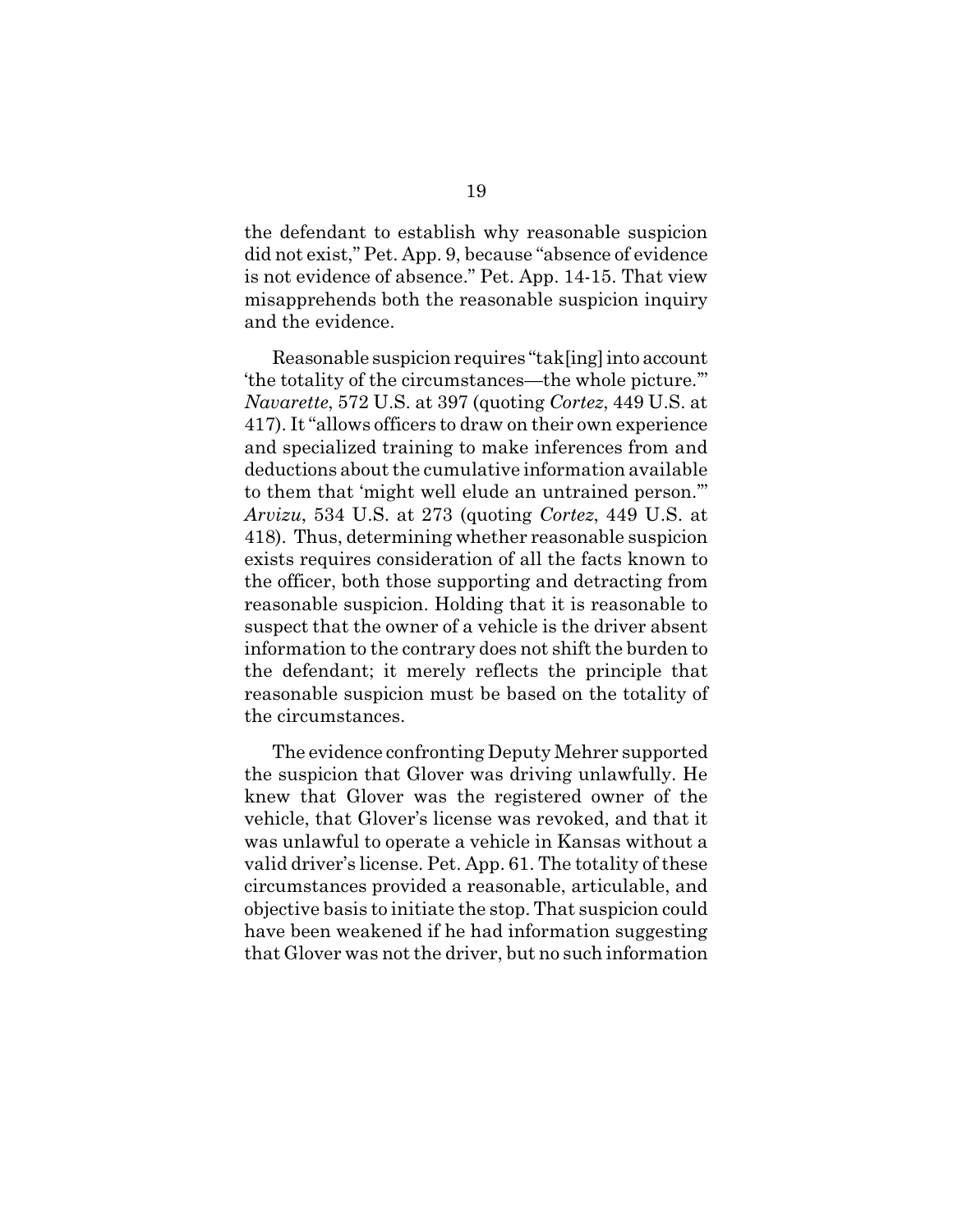the defendant to establish why reasonable suspicion did not exist," Pet. App. 9, because "absence of evidence is not evidence of absence." Pet. App. 14-15. That view misapprehends both the reasonable suspicion inquiry and the evidence.

Reasonable suspicion requires "tak[ing] into account 'the totality of the circumstances—the whole picture.'" *Navarette*, 572 U.S. at 397 (quoting *Cortez*, 449 U.S. at 417). It "allows officers to draw on their own experience and specialized training to make inferences from and deductions about the cumulative information available to them that 'might well elude an untrained person.'" *Arvizu*, 534 U.S. at 273 (quoting *Cortez*, 449 U.S. at 418). Thus, determining whether reasonable suspicion exists requires consideration of all the facts known to the officer, both those supporting and detracting from reasonable suspicion. Holding that it is reasonable to suspect that the owner of a vehicle is the driver absent information to the contrary does not shift the burden to the defendant; it merely reflects the principle that reasonable suspicion must be based on the totality of the circumstances.

The evidence confronting Deputy Mehrer supported the suspicion that Glover was driving unlawfully. He knew that Glover was the registered owner of the vehicle, that Glover's license was revoked, and that it was unlawful to operate a vehicle in Kansas without a valid driver's license. Pet. App. 61. The totality of these circumstances provided a reasonable, articulable, and objective basis to initiate the stop. That suspicion could have been weakened if he had information suggesting that Glover was not the driver, but no such information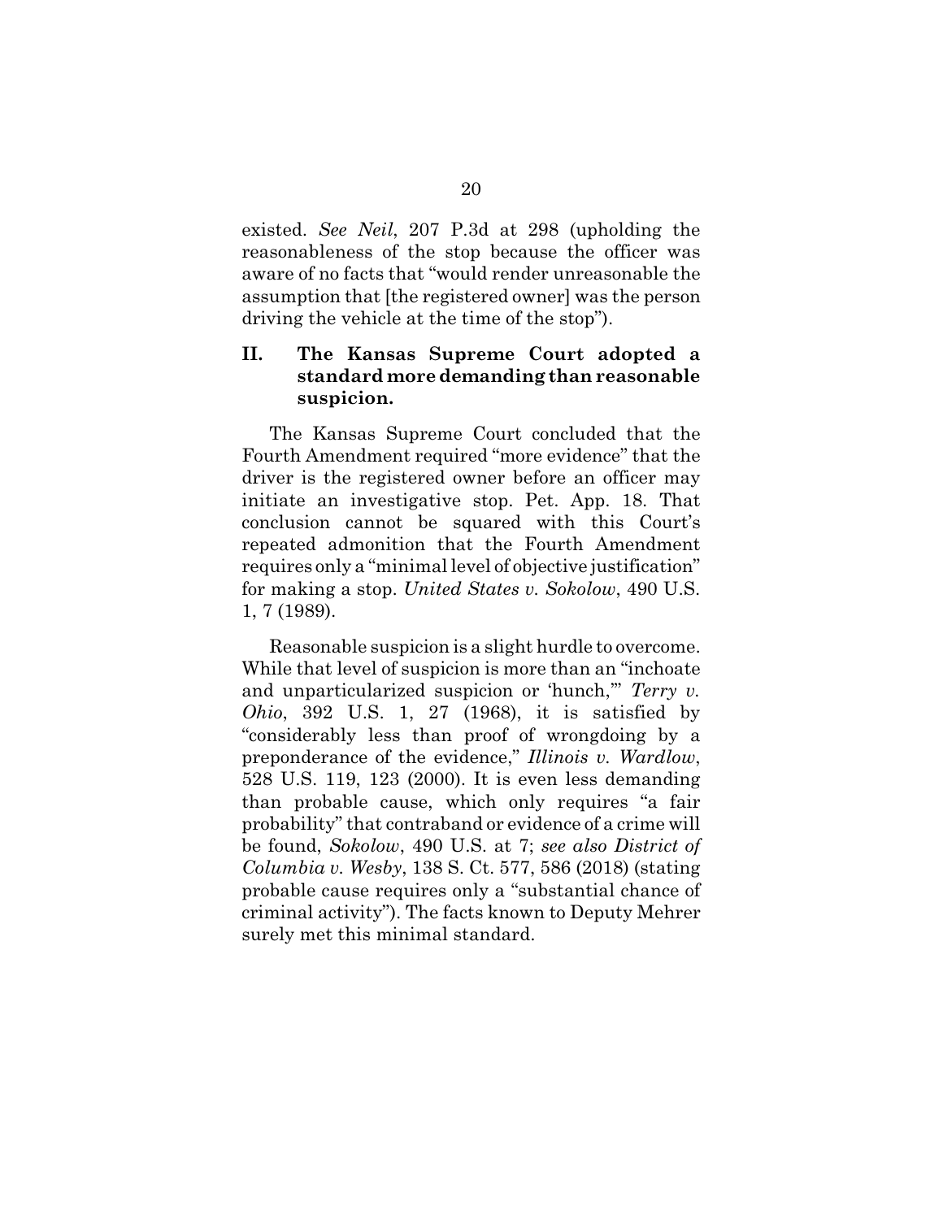existed. *See Neil*, 207 P.3d at 298 (upholding the reasonableness of the stop because the officer was aware of no facts that "would render unreasonable the assumption that [the registered owner] was the person driving the vehicle at the time of the stop").

## II. The Kansas Supreme Court adopted a standard more demanding than reasonable suspicion.

The Kansas Supreme Court concluded that the Fourth Amendment required "more evidence" that the driver is the registered owner before an officer may initiate an investigative stop. Pet. App. 18. That conclusion cannot be squared with this Court's repeated admonition that the Fourth Amendment requires only a "minimal level of objective justification" for making a stop. *United States v. Sokolow*, 490 U.S. 1, 7 (1989).

Reasonable suspicion is a slight hurdle to overcome. While that level of suspicion is more than an "inchoate and unparticularized suspicion or 'hunch,'" *Terry v. Ohio*, 392 U.S. 1, 27 (1968), it is satisfied by "considerably less than proof of wrongdoing by a preponderance of the evidence," *Illinois v. Wardlow*, 528 U.S. 119, 123 (2000). It is even less demanding than probable cause, which only requires "a fair probability" that contraband or evidence of a crime will be found, *Sokolow*, 490 U.S. at 7; *see also District of Columbia v. Wesby*, 138 S. Ct. 577, 586 (2018) (stating probable cause requires only a "substantial chance of criminal activity"). The facts known to Deputy Mehrer surely met this minimal standard.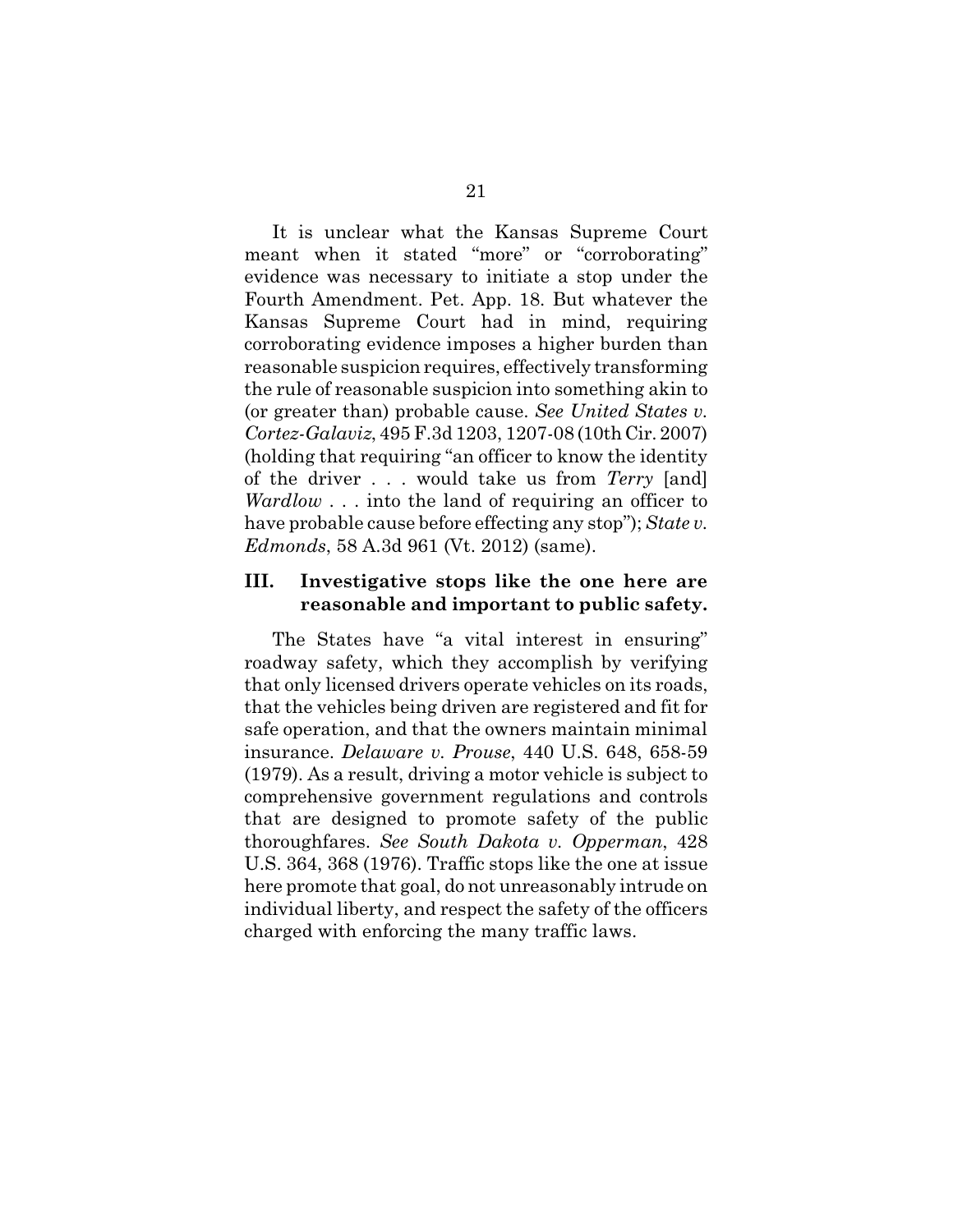It is unclear what the Kansas Supreme Court meant when it stated "more" or "corroborating" evidence was necessary to initiate a stop under the Fourth Amendment. Pet. App. 18. But whatever the Kansas Supreme Court had in mind, requiring corroborating evidence imposes a higher burden than reasonable suspicion requires, effectively transforming the rule of reasonable suspicion into something akin to (or greater than) probable cause. *See United States v. Cortez-Galaviz*, 495 F.3d 1203, 1207-08 (10th Cir. 2007) (holding that requiring "an officer to know the identity of the driver . . . would take us from *Terry* [and] *Wardlow* . . . into the land of requiring an officer to have probable cause before effecting any stop"); *State v. Edmonds*, 58 A.3d 961 (Vt. 2012) (same).

## III. Investigative stops like the one here are reasonable and important to public safety.

The States have "a vital interest in ensuring" roadway safety, which they accomplish by verifying that only licensed drivers operate vehicles on its roads, that the vehicles being driven are registered and fit for safe operation, and that the owners maintain minimal insurance. *Delaware v. Prouse*, 440 U.S. 648, 658-59 (1979). As a result, driving a motor vehicle is subject to comprehensive government regulations and controls that are designed to promote safety of the public thoroughfares. *See South Dakota v. Opperman*, 428 U.S. 364, 368 (1976). Traffic stops like the one at issue here promote that goal, do not unreasonably intrude on individual liberty, and respect the safety of the officers charged with enforcing the many traffic laws.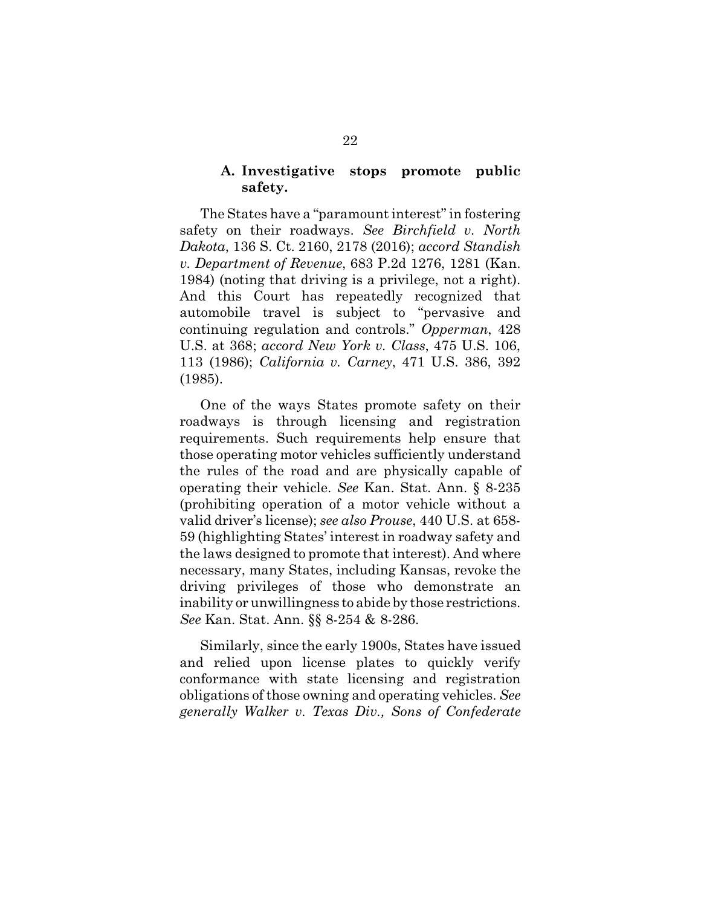### A. Investigative stops promote public safety.

The States have a "paramount interest" in fostering safety on their roadways. *See Birchfield v. North Dakota*, 136 S. Ct. 2160, 2178 (2016); *accord Standish v. Department of Revenue*, 683 P.2d 1276, 1281 (Kan. 1984) (noting that driving is a privilege, not a right). And this Court has repeatedly recognized that automobile travel is subject to "pervasive and continuing regulation and controls." *Opperman*, 428 U.S. at 368; *accord New York v. Class*, 475 U.S. 106, 113 (1986); *California v. Carney*, 471 U.S. 386, 392 (1985).

One of the ways States promote safety on their roadways is through licensing and registration requirements. Such requirements help ensure that those operating motor vehicles sufficiently understand the rules of the road and are physically capable of operating their vehicle. *See* Kan. Stat. Ann. § 8-235 (prohibiting operation of a motor vehicle without a valid driver's license); *see also Prouse*, 440 U.S. at 658-59 (highlighting States' interest in roadway safety and the laws designed to promote that interest). And where necessary, many States, including Kansas, revoke the driving privileges of those who demonstrate an inability or unwillingness to abide by those restrictions. *See* Kan. Stat. Ann. §§ 8-254 & 8-286.

Similarly, since the early 1900s, States have issued and relied upon license plates to quickly verify conformance with state licensing and registration obligations of those owning and operating vehicles. *See generally Walker v. Texas Div., Sons of Confederate*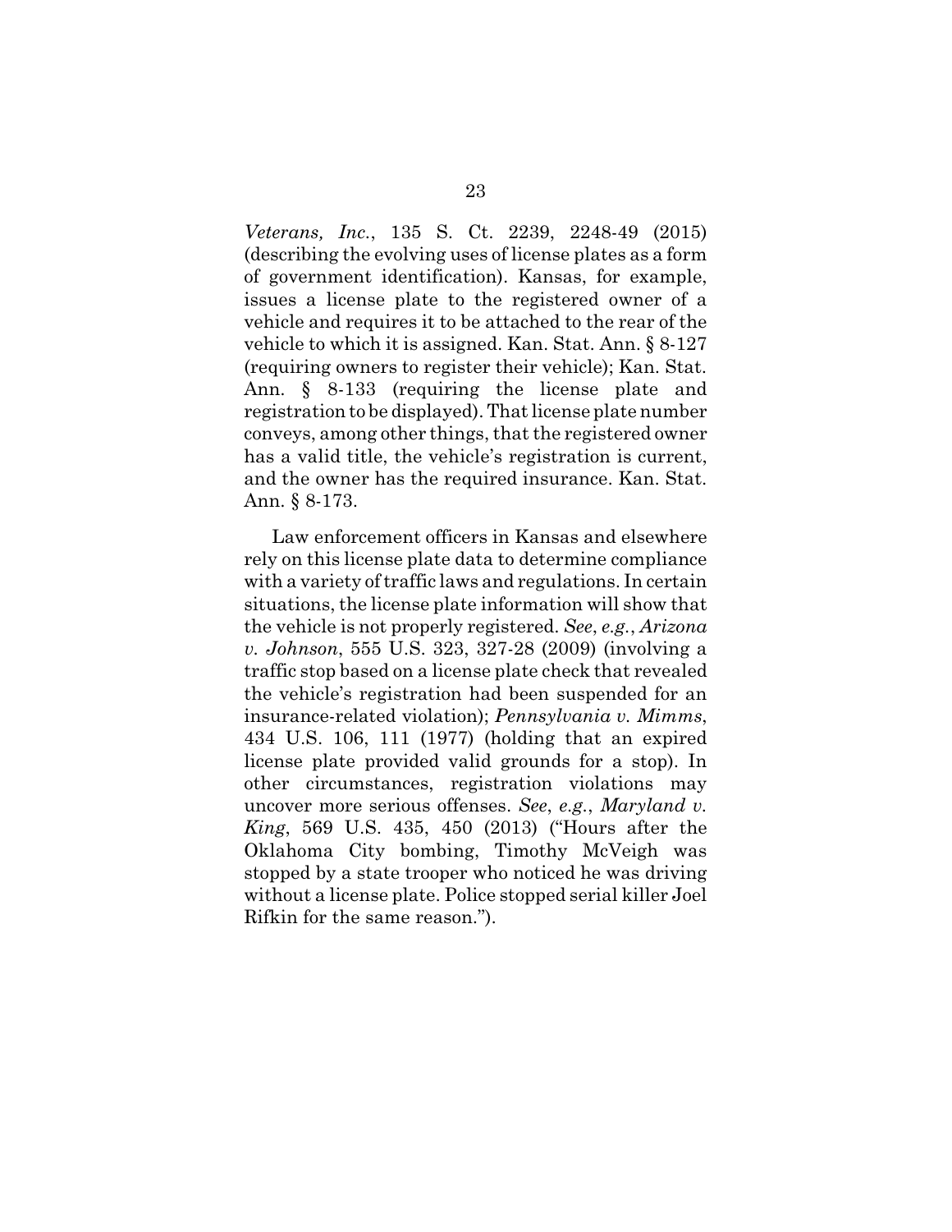*Veterans, Inc.*, 135 S. Ct. 2239, 2248-49 (2015) (describing the evolving uses of license plates as a form of government identification). Kansas, for example, issues a license plate to the registered owner of a vehicle and requires it to be attached to the rear of the vehicle to which it is assigned. Kan. Stat. Ann. § 8-127 (requiring owners to register their vehicle); Kan. Stat. Ann. § 8-133 (requiring the license plate and registration to be displayed). That license plate number conveys, among other things, that the registered owner has a valid title, the vehicle's registration is current, and the owner has the required insurance. Kan. Stat. Ann. § 8-173.

Law enforcement officers in Kansas and elsewhere rely on this license plate data to determine compliance with a variety of traffic laws and regulations. In certain situations, the license plate information will show that the vehicle is not properly registered. *See*, *e.g.*, *Arizona v. Johnson*, 555 U.S. 323, 327-28 (2009) (involving a traffic stop based on a license plate check that revealed the vehicle's registration had been suspended for an insurance-related violation); *Pennsylvania v. Mimms*, 434 U.S. 106, 111 (1977) (holding that an expired license plate provided valid grounds for a stop). In other circumstances, registration violations may uncover more serious offenses. *See*, *e.g.*, *Maryland v. King*, 569 U.S. 435, 450 (2013) ("Hours after the Oklahoma City bombing, Timothy McVeigh was stopped by a state trooper who noticed he was driving without a license plate. Police stopped serial killer Joel Rifkin for the same reason.").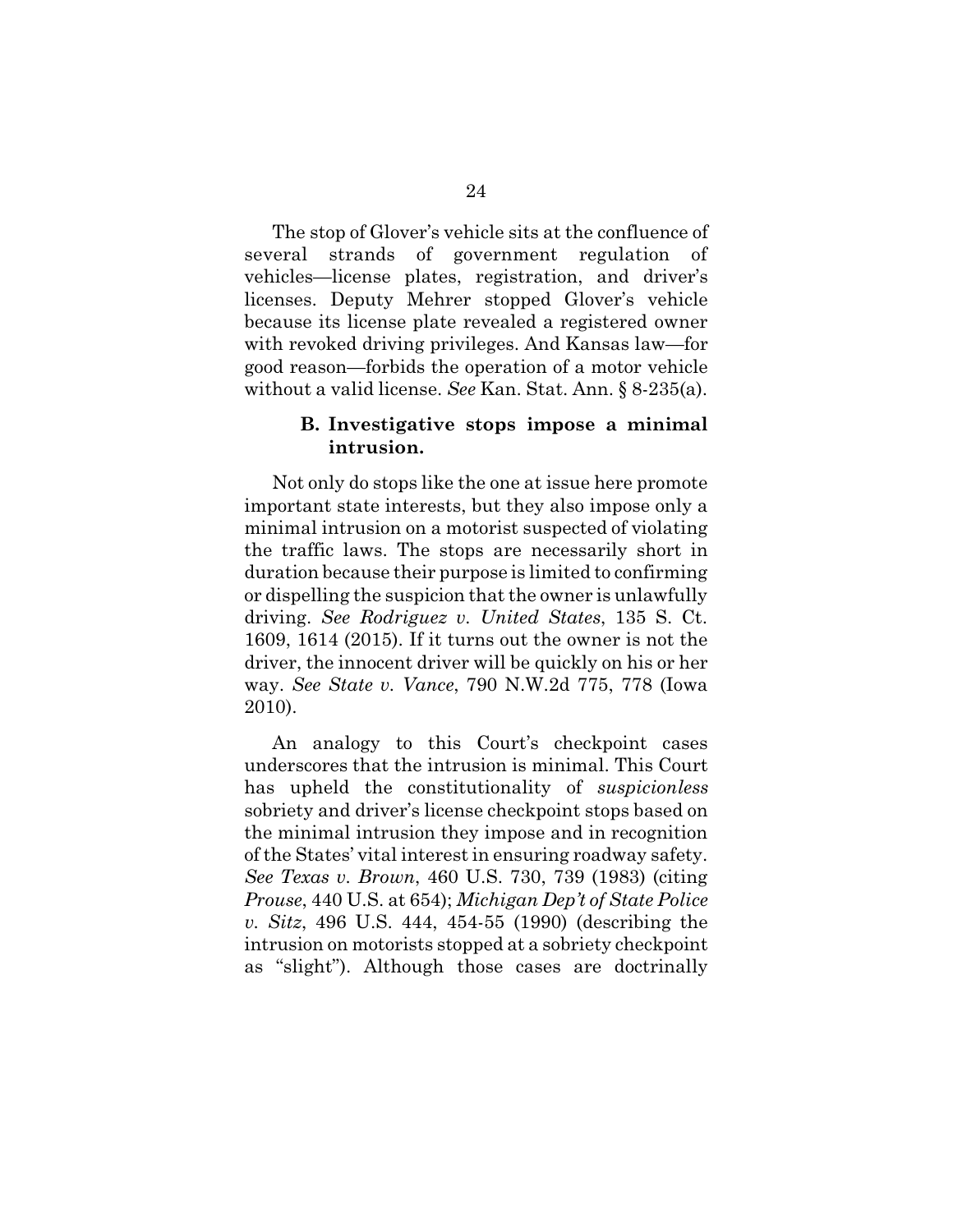The stop of Glover's vehicle sits at the confluence of several strands of government regulation of vehicles—license plates, registration, and driver's licenses. Deputy Mehrer stopped Glover's vehicle because its license plate revealed a registered owner with revoked driving privileges. And Kansas law—for good reason—forbids the operation of a motor vehicle without a valid license. *See* Kan. Stat. Ann. § 8-235(a).

### B. Investigative stops impose a minimal intrusion.

Not only do stops like the one at issue here promote important state interests, but they also impose only a minimal intrusion on a motorist suspected of violating the traffic laws. The stops are necessarily short in duration because their purpose is limited to confirming or dispelling the suspicion that the owner is unlawfully driving. *See Rodriguez v. United States*, 135 S. Ct. 1609, 1614 (2015). If it turns out the owner is not the driver, the innocent driver will be quickly on his or her way. *See State v. Vance*, 790 N.W.2d 775, 778 (Iowa 2010).

An analogy to this Court's checkpoint cases underscores that the intrusion is minimal. This Court has upheld the constitutionality of *suspicionless* sobriety and driver's license checkpoint stops based on the minimal intrusion they impose and in recognition of the States' vital interest in ensuring roadway safety. *See Texas v. Brown*, 460 U.S. 730, 739 (1983) (citing *Prouse*, 440 U.S. at 654); *Michigan Dep't of State Police v. Sitz*, 496 U.S. 444, 454-55 (1990) (describing the intrusion on motorists stopped at a sobriety checkpoint as "slight"). Although those cases are doctrinally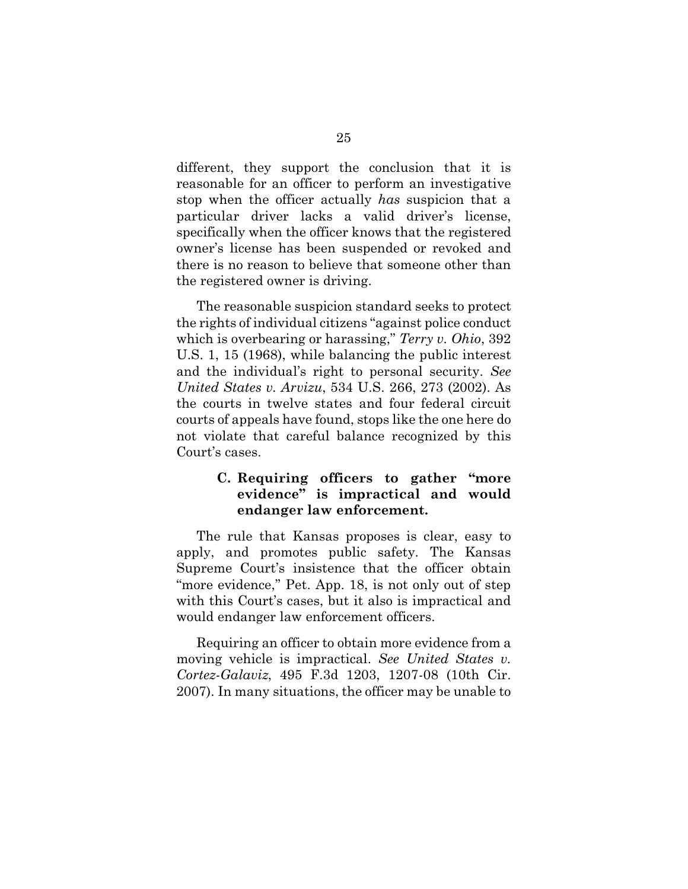different, they support the conclusion that it is reasonable for an officer to perform an investigative stop when the officer actually *has* suspicion that a particular driver lacks a valid driver's license, specifically when the officer knows that the registered owner's license has been suspended or revoked and there is no reason to believe that someone other than the registered owner is driving.

The reasonable suspicion standard seeks to protect the rights of individual citizens "against police conduct which is overbearing or harassing," *Terry v. Ohio*, 392 U.S. 1, 15 (1968), while balancing the public interest and the individual's right to personal security. *See United States v. Arvizu*, 534 U.S. 266, 273 (2002). As the courts in twelve states and four federal circuit courts of appeals have found, stops like the one here do not violate that careful balance recognized by this Court's cases.

### C. Requiring officers to gather "more evidence" is impractical and would endanger law enforcement.

The rule that Kansas proposes is clear, easy to apply, and promotes public safety. The Kansas Supreme Court's insistence that the officer obtain "more evidence," Pet. App. 18, is not only out of step with this Court's cases, but it also is impractical and would endanger law enforcement officers.

Requiring an officer to obtain more evidence from a moving vehicle is impractical. *See United States v. Cortez-Galaviz*, 495 F.3d 1203, 1207-08 (10th Cir. 2007). In many situations, the officer may be unable to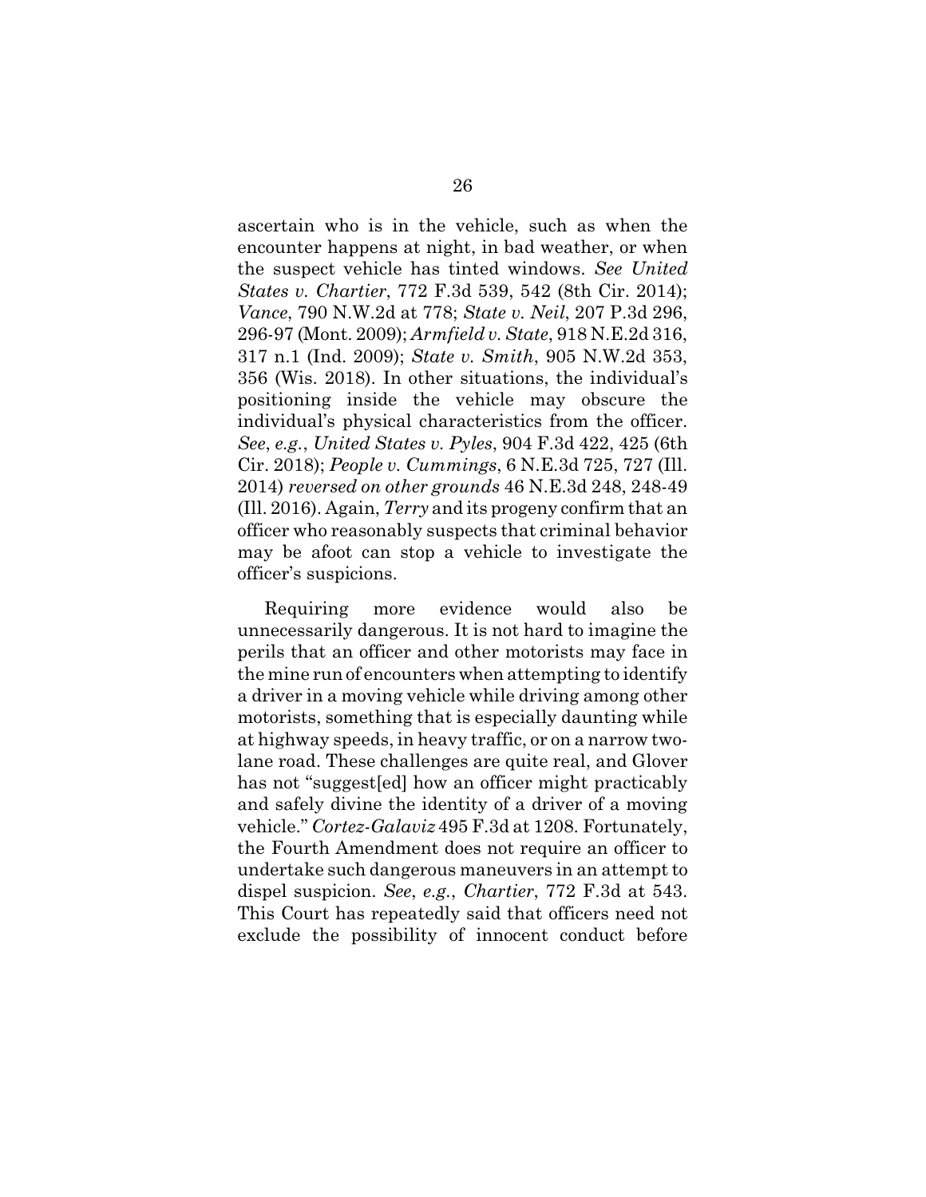ascertain who is in the vehicle, such as when the encounter happens at night, in bad weather, or when the suspect vehicle has tinted windows. *See United States v. Chartier*, 772 F.3d 539, 542 (8th Cir. 2014); *Vance*, 790 N.W.2d at 778; *State v. Neil*, 207 P.3d 296, 296-97 (Mont. 2009); *Armfield v. State*, 918 N.E.2d 316, 317 n.1 (Ind. 2009); *State v. Smith*, 905 N.W.2d 353, 356 (Wis. 2018). In other situations, the individual's positioning inside the vehicle may obscure the individual's physical characteristics from the officer. *See*, *e.g.*, *United States v. Pyles*, 904 F.3d 422, 425 (6th Cir. 2018); *People v. Cummings*, 6 N.E.3d 725, 727 (Ill. 2014) *reversed on other grounds* 46 N.E.3d 248, 248-49 (Ill. 2016). Again, *Terry* and its progeny confirm that an officer who reasonably suspects that criminal behavior may be afoot can stop a vehicle to investigate the officer's suspicions.

Requiring more evidence would also be unnecessarily dangerous. It is not hard to imagine the perils that an officer and other motorists may face in the mine run of encounters when attempting to identify a driver in a moving vehicle while driving among other motorists, something that is especially daunting while at highway speeds, in heavy traffic, or on a narrow two-lane road. These challenges are quite real, and Glover has not "suggest[ed] how an officer might practicably and safely divine the identity of a driver of a moving vehicle." *Cortez-Galaviz* 495 F.3d at 1208. Fortunately, the Fourth Amendment does not require an officer to undertake such dangerous maneuvers in an attempt to dispel suspicion. *See*, *e.g.*, *Chartier*, 772 F.3d at 543. This Court has repeatedly said that officers need not exclude the possibility of innocent conduct before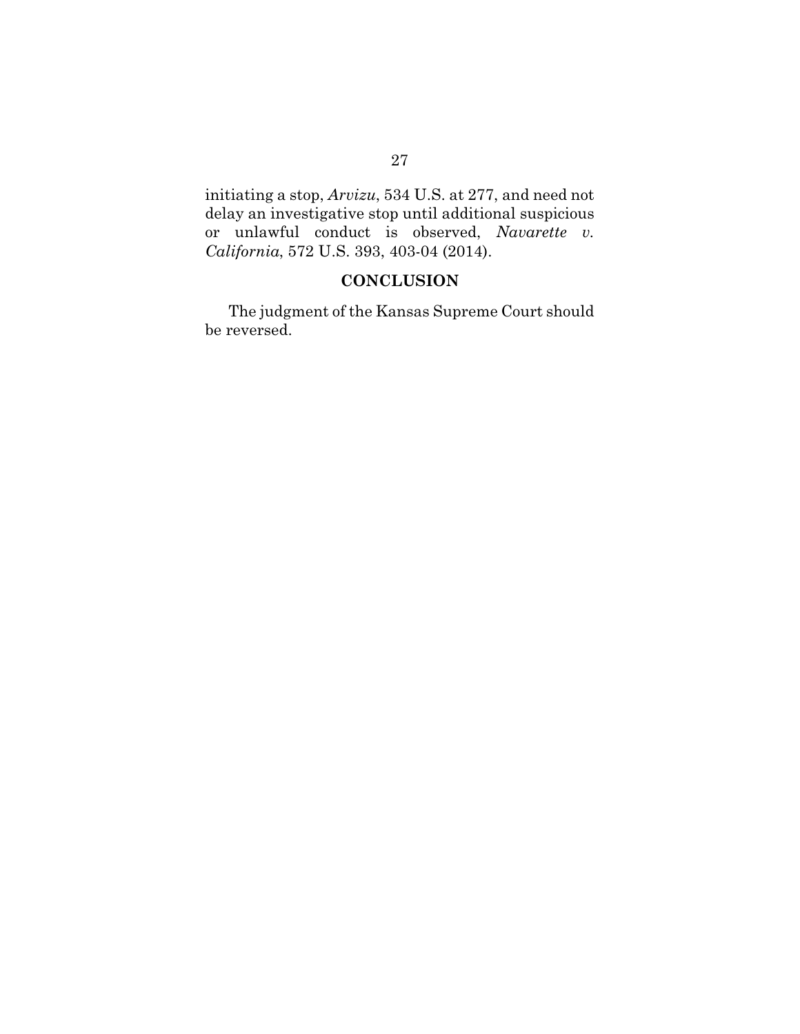initiating a stop, *Arvizu*, 534 U.S. at 277, and need not delay an investigative stop until additional suspicious or unlawful conduct is observed, *Navarette v. California*, 572 U.S. 393, 403-04 (2014).

## CONCLUSION

The judgment of the Kansas Supreme Court should be reversed.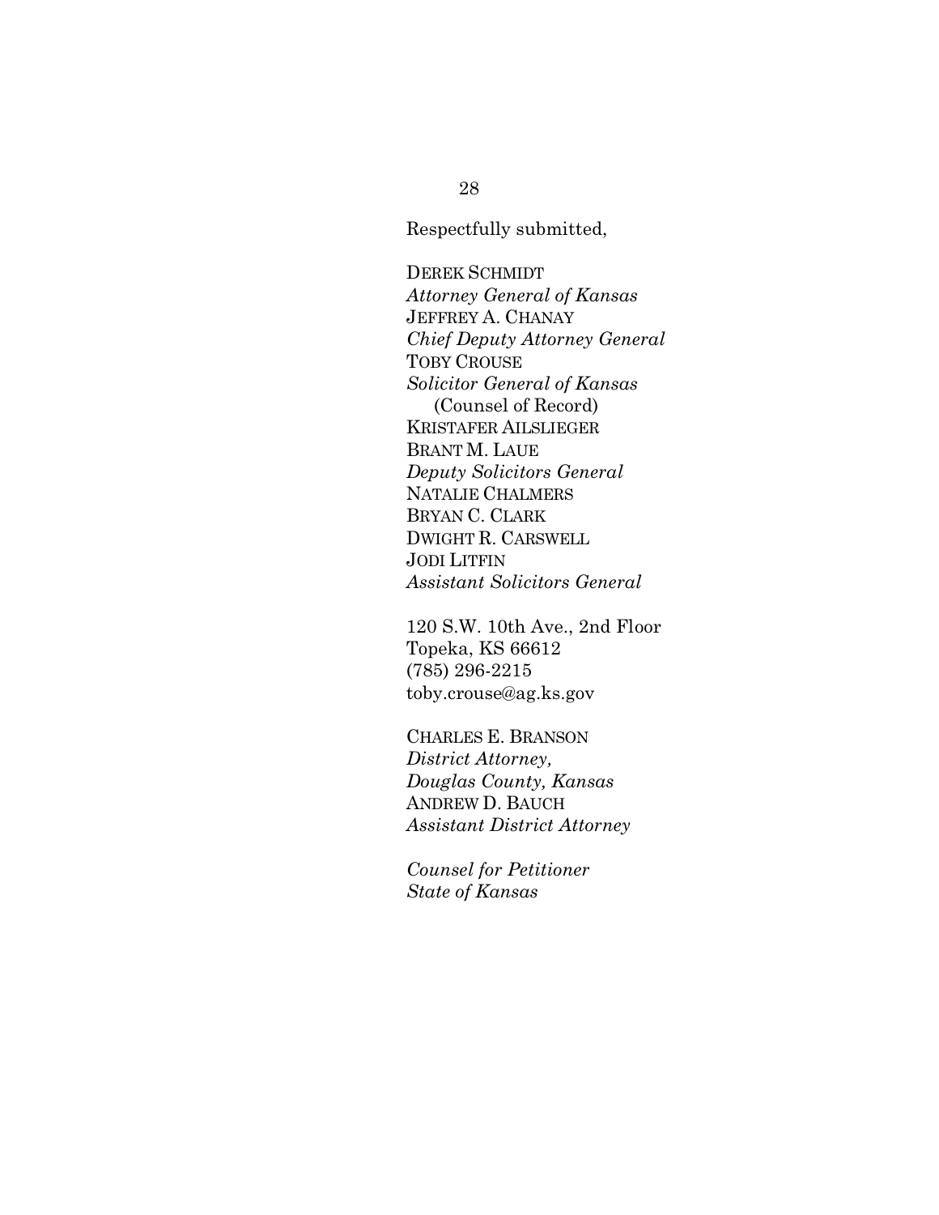Respectfully submitted,

DEREK SCHMIDT
*Attorney General of Kansas*
JEFFREY A. CHANAY
*Chief Deputy Attorney General*
TOBY CROUSE
*Solicitor General of Kansas*
(Counsel of Record)
KRISTAFER AILSLIEGER
BRANT M. LAUE
*Deputy Solicitors General*
NATALIE CHALMERS
BRYAN C. CLARK
DWIGHT R. CARSWELL
JODI LITFIN
*Assistant Solicitors General*

120 S.W. 10th Ave., 2nd Floor
Topeka, KS 66612
(785) 296-2215
toby.crouse@ag.ks.gov

CHARLES E. BRANSON
*District Attorney,*
*Douglas County, Kansas*
ANDREW D. BAUCH
*Assistant District Attorney*

*Counsel for Petitioner*
*State of Kansas*